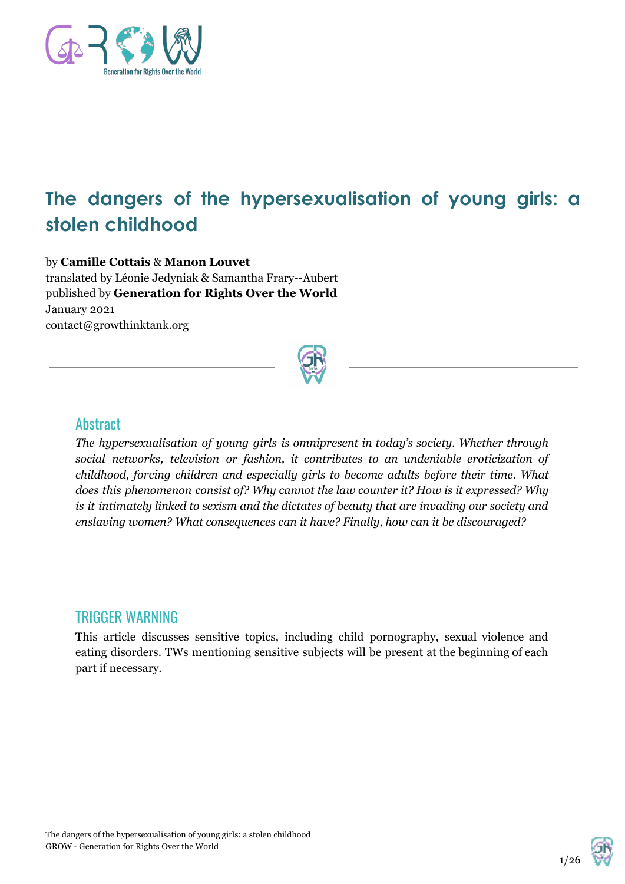# The dangers of the hypersexualisation of young girls: a stolen childhood

by **Camille Cottais** & **Manon Louvet**
translated by Léonie Jedyniak & Samantha Frary--Aubert
published by **Generation for Rights Over the World**
January 2021
contact@growthinktank.org

## Abstract

*The hypersexualisation of young girls is omnipresent in today's society. Whether through social networks, television or fashion, it contributes to an undeniable eroticization of childhood, forcing children and especially girls to become adults before their time. What does this phenomenon consist of? Why cannot the law counter it? How is it expressed? Why is it intimately linked to sexism and the dictates of beauty that are invading our society and enslaving women? What consequences can it have? Finally, how can it be discouraged?*

## TRIGGER WARNING

This article discusses sensitive topics, including child pornography, sexual violence and eating disorders. TWs mentioning sensitive subjects will be present at the beginning of each part if necessary.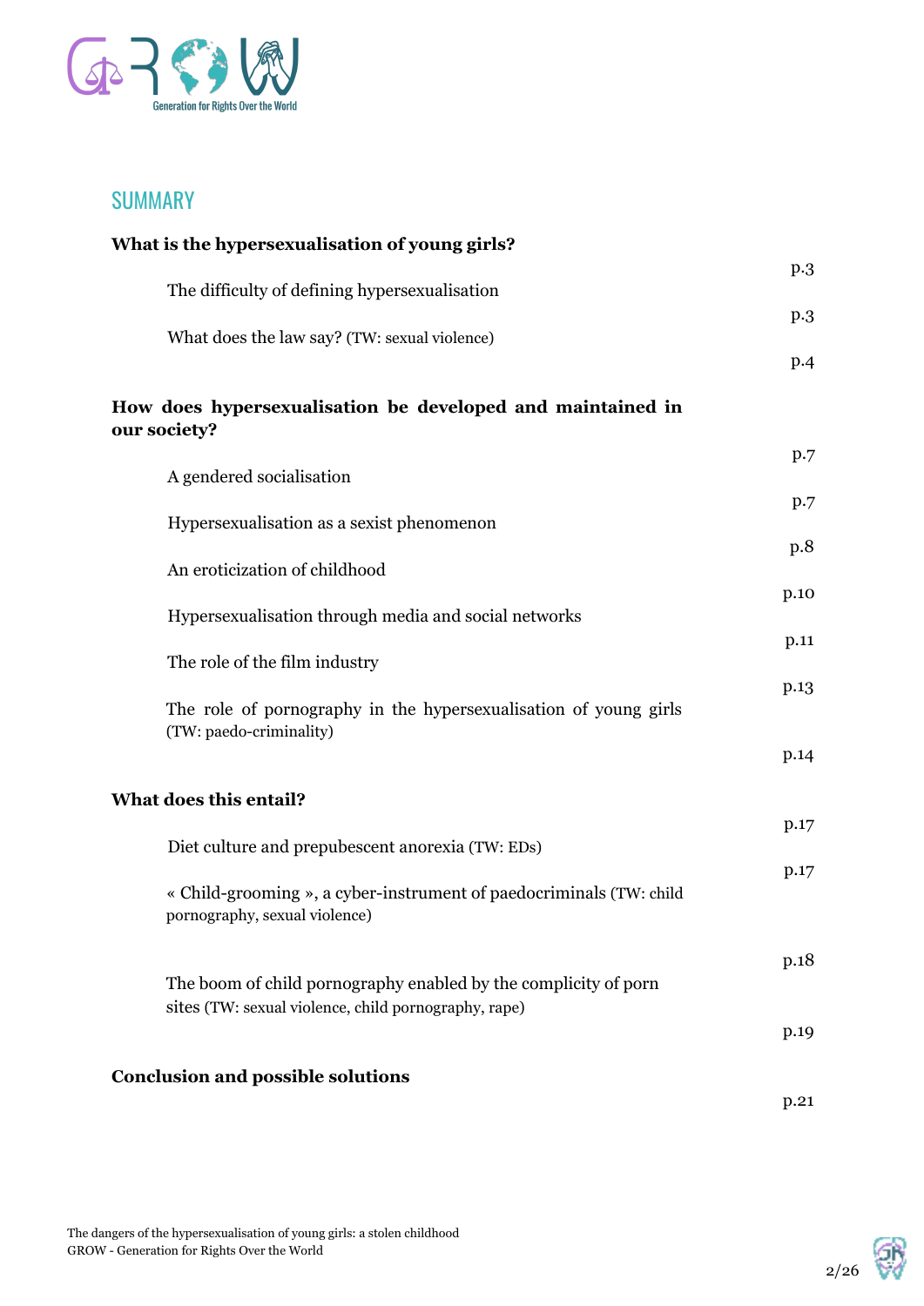## SUMMARY

**What is the hypersexualisation of young girls?** — p.3

- The difficulty of defining hypersexualisation — p.3
- What does the law say? (TW: sexual violence) — p.4

**How does hypersexualisation be developed and maintained in our society?** — p.7

- A gendered socialisation — p.7
- Hypersexualisation as a sexist phenomenon — p.8
- An eroticization of childhood — p.10
- Hypersexualisation through media and social networks — p.11
- The role of the film industry — p.13
- The role of pornography in the hypersexualisation of young girls (TW: paedo-criminality) — p.14

**What does this entail?** — p.17

- Diet culture and prepubescent anorexia (TW: EDs) — p.17
- « Child-grooming », a cyber-instrument of paedocriminals (TW: child pornography, sexual violence) — p.18
- The boom of child pornography enabled by the complicity of porn sites (TW: sexual violence, child pornography, rape) — p.19

**Conclusion and possible solutions** — p.21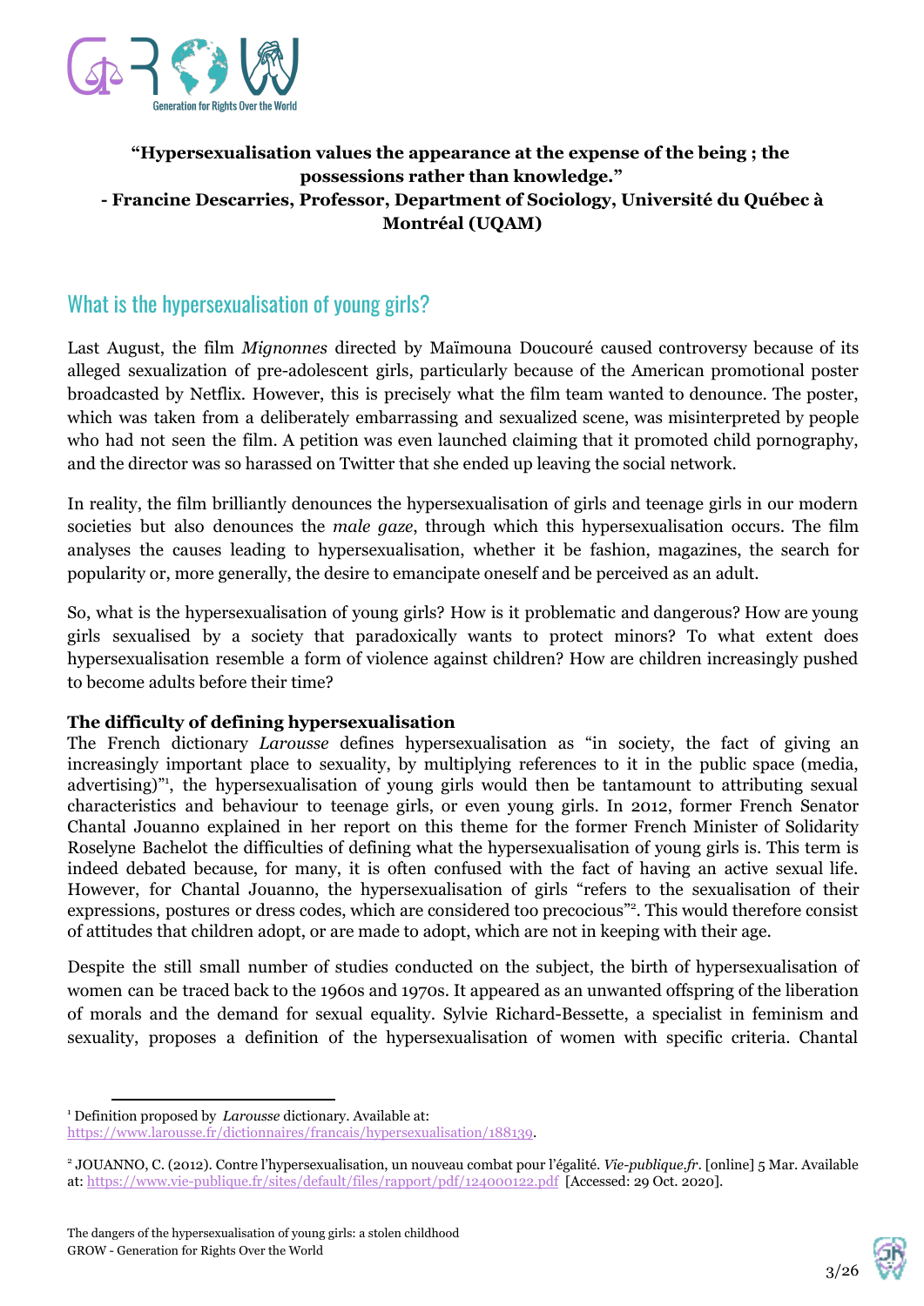**"Hypersexualisation values the appearance at the expense of the being ; the possessions rather than knowledge."**
**- Francine Descarries, Professor, Department of Sociology, Université du Québec à Montréal (UQAM)**

## What is the hypersexualisation of young girls?

Last August, the film *Mignonnes* directed by Maïmouna Doucouré caused controversy because of its alleged sexualization of pre-adolescent girls, particularly because of the American promotional poster broadcasted by Netflix. However, this is precisely what the film team wanted to denounce. The poster, which was taken from a deliberately embarrassing and sexualized scene, was misinterpreted by people who had not seen the film. A petition was even launched claiming that it promoted child pornography, and the director was so harassed on Twitter that she ended up leaving the social network.

In reality, the film brilliantly denounces the hypersexualisation of girls and teenage girls in our modern societies but also denounces the *male gaze*, through which this hypersexualisation occurs. The film analyses the causes leading to hypersexualisation, whether it be fashion, magazines, the search for popularity or, more generally, the desire to emancipate oneself and be perceived as an adult.

So, what is the hypersexualisation of young girls? How is it problematic and dangerous? How are young girls sexualised by a society that paradoxically wants to protect minors? To what extent does hypersexualisation resemble a form of violence against children? How are children increasingly pushed to become adults before their time?

**The difficulty of defining hypersexualisation**
The French dictionary *Larousse* defines hypersexualisation as "in society, the fact of giving an increasingly important place to sexuality, by multiplying references to it in the public space (media, advertising)"[1], the hypersexualisation of young girls would then be tantamount to attributing sexual characteristics and behaviour to teenage girls, or even young girls. In 2012, former French Senator Chantal Jouanno explained in her report on this theme for the former French Minister of Solidarity Roselyne Bachelot the difficulties of defining what the hypersexualisation of young girls is. This term is indeed debated because, for many, it is often confused with the fact of having an active sexual life. However, for Chantal Jouanno, the hypersexualisation of girls "refers to the sexualisation of their expressions, postures or dress codes, which are considered too precocious"[2]. This would therefore consist of attitudes that children adopt, or are made to adopt, which are not in keeping with their age.

Despite the still small number of studies conducted on the subject, the birth of hypersexualisation of women can be traced back to the 1960s and 1970s. It appeared as an unwanted offspring of the liberation of morals and the demand for sexual equality. Sylvie Richard-Bessette, a specialist in feminism and sexuality, proposes a definition of the hypersexualisation of women with specific criteria. Chantal

---

[1] Definition proposed by *Larousse* dictionary. Available at: https://www.larousse.fr/dictionnaires/francais/hypersexualisation/188139.

[2] JOUANNO, C. (2012). Contre l'hypersexualisation, un nouveau combat pour l'égalité. *Vie-publique.fr*. [online] 5 Mar. Available at: https://www.vie-publique.fr/sites/default/files/rapport/pdf/124000122.pdf [Accessed: 29 Oct. 2020].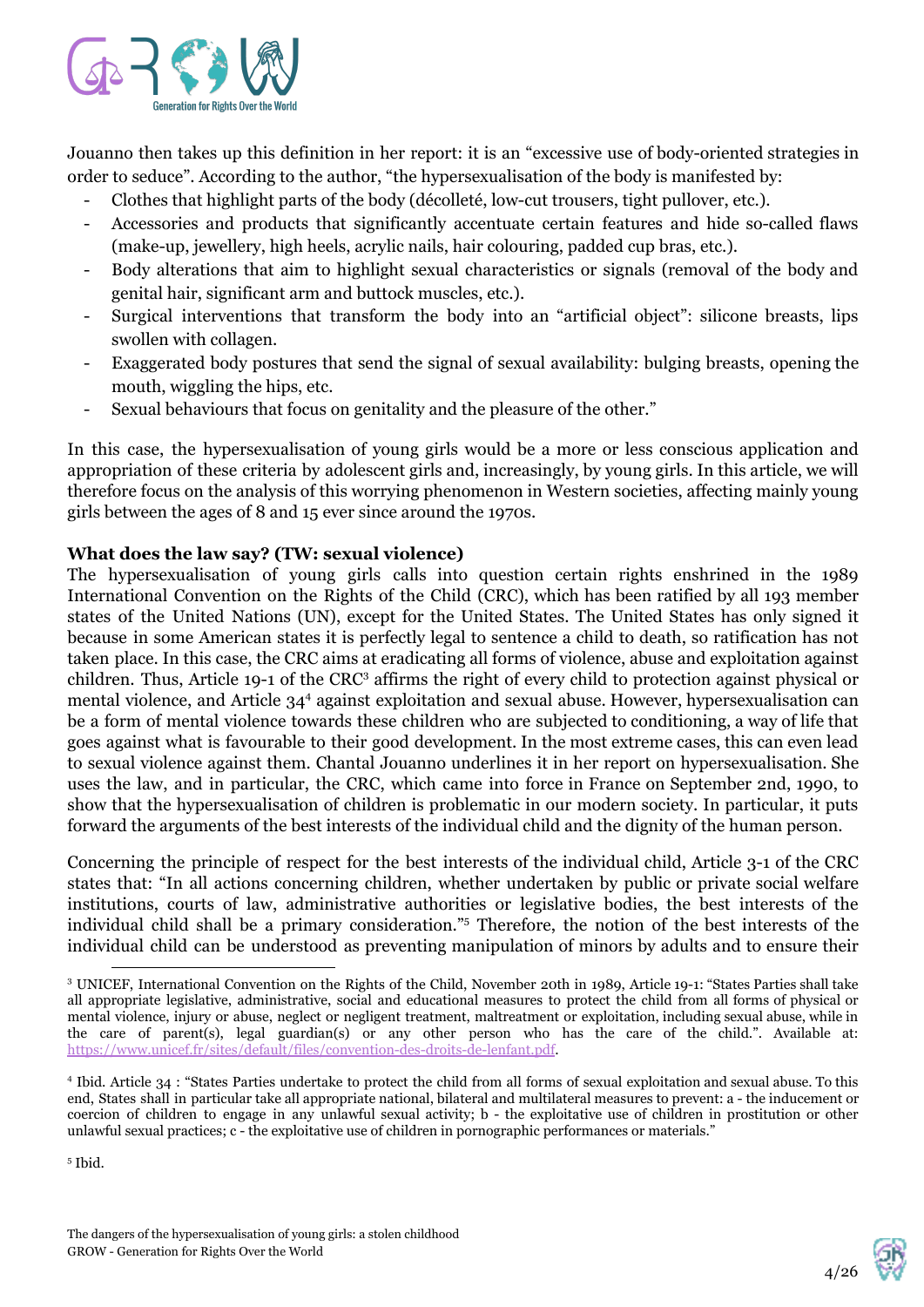Jouanno then takes up this definition in her report: it is an "excessive use of body-oriented strategies in order to seduce". According to the author, "the hypersexualisation of the body is manifested by:

- Clothes that highlight parts of the body (décolleté, low-cut trousers, tight pullover, etc.).
- Accessories and products that significantly accentuate certain features and hide so-called flaws (make-up, jewellery, high heels, acrylic nails, hair colouring, padded cup bras, etc.).
- Body alterations that aim to highlight sexual characteristics or signals (removal of the body and genital hair, significant arm and buttock muscles, etc.).
- Surgical interventions that transform the body into an "artificial object": silicone breasts, lips swollen with collagen.
- Exaggerated body postures that send the signal of sexual availability: bulging breasts, opening the mouth, wiggling the hips, etc.
- Sexual behaviours that focus on genitality and the pleasure of the other."

In this case, the hypersexualisation of young girls would be a more or less conscious application and appropriation of these criteria by adolescent girls and, increasingly, by young girls. In this article, we will therefore focus on the analysis of this worrying phenomenon in Western societies, affecting mainly young girls between the ages of 8 and 15 ever since around the 1970s.

**What does the law say? (TW: sexual violence)**

The hypersexualisation of young girls calls into question certain rights enshrined in the 1989 International Convention on the Rights of the Child (CRC), which has been ratified by all 193 member states of the United Nations (UN), except for the United States. The United States has only signed it because in some American states it is perfectly legal to sentence a child to death, so ratification has not taken place. In this case, the CRC aims at eradicating all forms of violence, abuse and exploitation against children. Thus, Article 19-1 of the CRC[3] affirms the right of every child to protection against physical or mental violence, and Article 34[4] against exploitation and sexual abuse. However, hypersexualisation can be a form of mental violence towards these children who are subjected to conditioning, a way of life that goes against what is favourable to their good development. In the most extreme cases, this can even lead to sexual violence against them. Chantal Jouanno underlines it in her report on hypersexualisation. She uses the law, and in particular, the CRC, which came into force in France on September 2nd, 1990, to show that the hypersexualisation of children is problematic in our modern society. In particular, it puts forward the arguments of the best interests of the individual child and the dignity of the human person.

Concerning the principle of respect for the best interests of the individual child, Article 3-1 of the CRC states that: "In all actions concerning children, whether undertaken by public or private social welfare institutions, courts of law, administrative authorities or legislative bodies, the best interests of the individual child shall be a primary consideration."[5] Therefore, the notion of the best interests of the individual child can be understood as preventing manipulation of minors by adults and to ensure their

---

[3] UNICEF, International Convention on the Rights of the Child, November 20th in 1989, Article 19-1: "States Parties shall take all appropriate legislative, administrative, social and educational measures to protect the child from all forms of physical or mental violence, injury or abuse, neglect or negligent treatment, maltreatment or exploitation, including sexual abuse, while in the care of parent(s), legal guardian(s) or any other person who has the care of the child.". Available at: https://www.unicef.fr/sites/default/files/convention-des-droits-de-lenfant.pdf.

[4] Ibid. Article 34 : "States Parties undertake to protect the child from all forms of sexual exploitation and sexual abuse. To this end, States shall in particular take all appropriate national, bilateral and multilateral measures to prevent: a - the inducement or coercion of children to engage in any unlawful sexual activity; b - the exploitative use of children in prostitution or other unlawful sexual practices; c - the exploitative use of children in pornographic performances or materials."

[5] Ibid.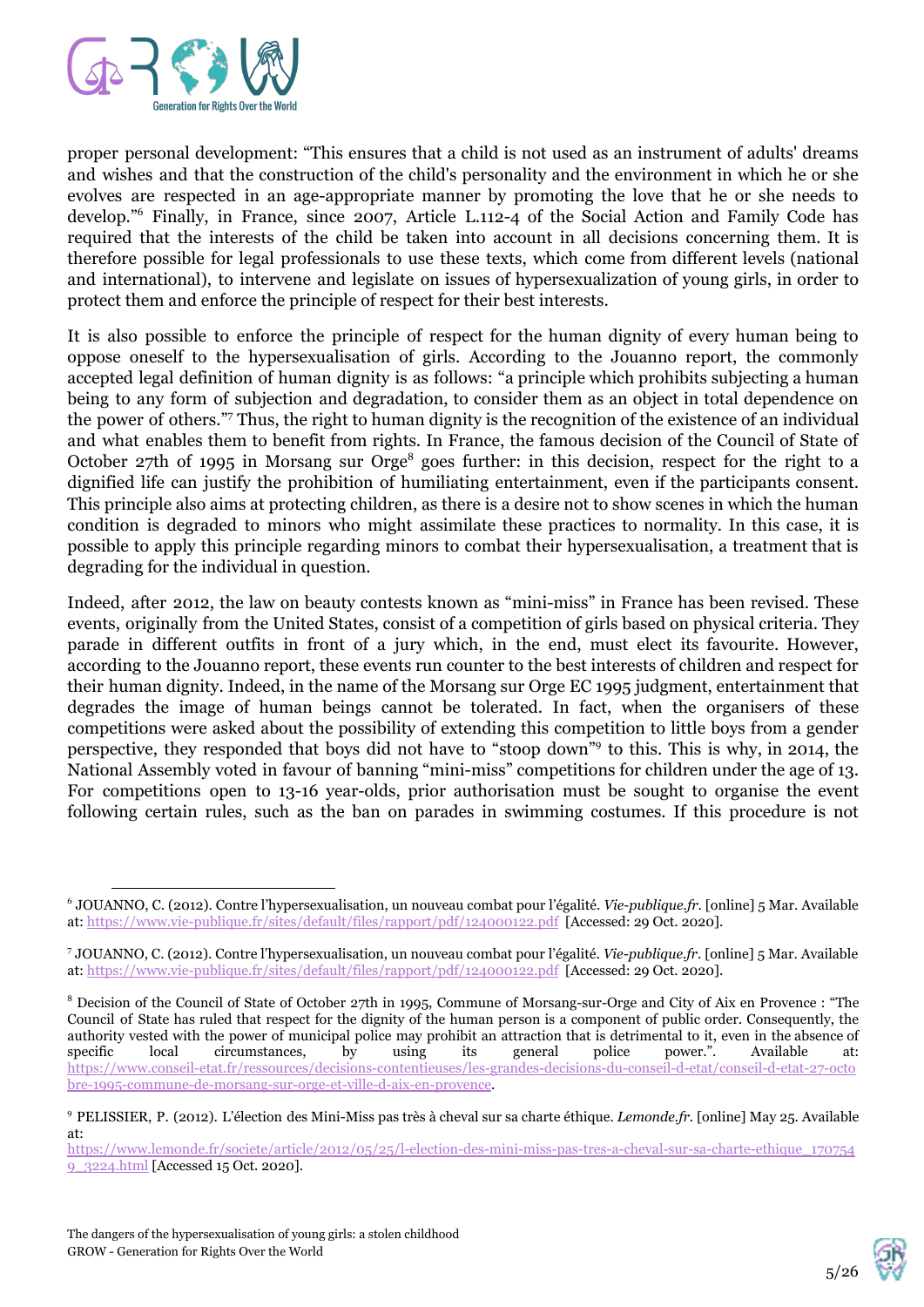proper personal development: "This ensures that a child is not used as an instrument of adults' dreams and wishes and that the construction of the child's personality and the environment in which he or she evolves are respected in an age-appropriate manner by promoting the love that he or she needs to develop."[6] Finally, in France, since 2007, Article L.112-4 of the Social Action and Family Code has required that the interests of the child be taken into account in all decisions concerning them. It is therefore possible for legal professionals to use these texts, which come from different levels (national and international), to intervene and legislate on issues of hypersexualization of young girls, in order to protect them and enforce the principle of respect for their best interests.

It is also possible to enforce the principle of respect for the human dignity of every human being to oppose oneself to the hypersexualisation of girls. According to the Jouanno report, the commonly accepted legal definition of human dignity is as follows: "a principle which prohibits subjecting a human being to any form of subjection and degradation, to consider them as an object in total dependence on the power of others."[7] Thus, the right to human dignity is the recognition of the existence of an individual and what enables them to benefit from rights. In France, the famous decision of the Council of State of October 27th of 1995 in Morsang sur Orge[8] goes further: in this decision, respect for the right to a dignified life can justify the prohibition of humiliating entertainment, even if the participants consent. This principle also aims at protecting children, as there is a desire not to show scenes in which the human condition is degraded to minors who might assimilate these practices to normality. In this case, it is possible to apply this principle regarding minors to combat their hypersexualisation, a treatment that is degrading for the individual in question.

Indeed, after 2012, the law on beauty contests known as "mini-miss" in France has been revised. These events, originally from the United States, consist of a competition of girls based on physical criteria. They parade in different outfits in front of a jury which, in the end, must elect its favourite. However, according to the Jouanno report, these events run counter to the best interests of children and respect for their human dignity. Indeed, in the name of the Morsang sur Orge EC 1995 judgment, entertainment that degrades the image of human beings cannot be tolerated. In fact, when the organisers of these competitions were asked about the possibility of extending this competition to little boys from a gender perspective, they responded that boys did not have to "stoop down"[9] to this. This is why, in 2014, the National Assembly voted in favour of banning "mini-miss" competitions for children under the age of 13. For competitions open to 13-16 year-olds, prior authorisation must be sought to organise the event following certain rules, such as the ban on parades in swimming costumes. If this procedure is not

---

[6] JOUANNO, C. (2012). Contre l'hypersexualisation, un nouveau combat pour l'égalité. *Vie-publique.fr*. [online] 5 Mar. Available at: https://www.vie-publique.fr/sites/default/files/rapport/pdf/124000122.pdf [Accessed: 29 Oct. 2020].

[7] JOUANNO, C. (2012). Contre l'hypersexualisation, un nouveau combat pour l'égalité. *Vie-publique.fr*. [online] 5 Mar. Available at: https://www.vie-publique.fr/sites/default/files/rapport/pdf/124000122.pdf [Accessed: 29 Oct. 2020].

[8] Decision of the Council of State of October 27th in 1995, Commune of Morsang-sur-Orge and City of Aix en Provence : "The Council of State has ruled that respect for the dignity of the human person is a component of public order. Consequently, the authority vested with the power of municipal police may prohibit an attraction that is detrimental to it, even in the absence of specific local circumstances, by using its general police power.". Available at: https://www.conseil-etat.fr/ressources/decisions-contentieuses/les-grandes-decisions-du-conseil-d-etat/conseil-d-etat-27-octobre-1995-commune-de-morsang-sur-orge-et-ville-d-aix-en-provence.

[9] PELISSIER, P. (2012). L'élection des Mini-Miss pas très à cheval sur sa charte éthique. *Lemonde.fr*. [online] May 25. Available at: https://www.lemonde.fr/societe/article/2012/05/25/l-election-des-mini-miss-pas-tres-a-cheval-sur-sa-charte-ethique_1707549_3224.html [Accessed 15 Oct. 2020].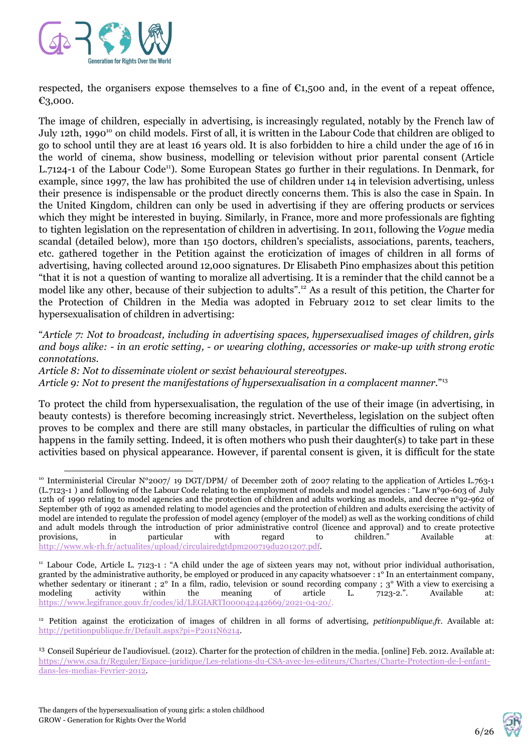respected, the organisers expose themselves to a fine of €1,500 and, in the event of a repeat offence, €3,000.

The image of children, especially in advertising, is increasingly regulated, notably by the French law of July 12th, 1990[10] on child models. First of all, it is written in the Labour Code that children are obliged to go to school until they are at least 16 years old. It is also forbidden to hire a child under the age of 16 in the world of cinema, show business, modelling or television without prior parental consent (Article L.7124-1 of the Labour Code[11]). Some European States go further in their regulations. In Denmark, for example, since 1997, the law has prohibited the use of children under 14 in television advertising, unless their presence is indispensable or the product directly concerns them. This is also the case in Spain. In the United Kingdom, children can only be used in advertising if they are offering products or services which they might be interested in buying. Similarly, in France, more and more professionals are fighting to tighten legislation on the representation of children in advertising. In 2011, following the *Vogue* media scandal (detailed below), more than 150 doctors, children's specialists, associations, parents, teachers, etc. gathered together in the Petition against the eroticization of images of children in all forms of advertising, having collected around 12,000 signatures. Dr Elisabeth Pino emphasizes about this petition "that it is not a question of wanting to moralize all advertising. It is a reminder that the child cannot be a model like any other, because of their subjection to adults".[12] As a result of this petition, the Charter for the Protection of Children in the Media was adopted in February 2012 to set clear limits to the hypersexualisation of children in advertising:

"*Article 7: Not to broadcast, including in advertising spaces, hypersexualised images of children, girls and boys alike: - in an erotic setting, - or wearing clothing, accessories or make-up with strong erotic connotations.*
*Article 8: Not to disseminate violent or sexist behavioural stereotypes.*
*Article 9: Not to present the manifestations of hypersexualisation in a complacent manner.*"[13]

To protect the child from hypersexualisation, the regulation of the use of their image (in advertising, in beauty contests) is therefore becoming increasingly strict. Nevertheless, legislation on the subject often proves to be complex and there are still many obstacles, in particular the difficulties of ruling on what happens in the family setting. Indeed, it is often mothers who push their daughter(s) to take part in these activities based on physical appearance. However, if parental consent is given, it is difficult for the state

---

[10] Interministerial Circular N°2007/ 19 DGT/DPM/ of December 20th of 2007 relating to the application of Articles L.763-1 (L.7123-1 ) and following of the Labour Code relating to the employment of models and model agencies : "Law n°90-603 of July 12th of 1990 relating to model agencies and the protection of children and adults working as models, and decree n°92-962 of September 9th of 1992 as amended relating to model agencies and the protection of children and adults exercising the activity of model are intended to regulate the profession of model agency (employer of the model) as well as the working conditions of child and adult models through the introduction of prior administrative control (licence and approval) and to create protective provisions, in particular with regard to children." Available at: http://www.wk-rh.fr/actualites/upload/circulairedgtdpm200719du201207.pdf.

[11] Labour Code, Article L. 7123-1 : "A child under the age of sixteen years may not, without prior individual authorisation, granted by the administrative authority, be employed or produced in any capacity whatsoever : 1° In an entertainment company, whether sedentary or itinerant ; 2° In a film, radio, television or sound recording company ; 3° With a view to exercising a modeling activity within the meaning of article L. 7123-2.". Available at: https://www.legifrance.gouv.fr/codes/id/LEGIARTI000042442669/2021-04-20/.

[12] Petition against the eroticization of images of children in all forms of advertising, *petitionpublique.fr*. Available at: http://petitionpublique.fr/Default.aspx?pi=P2011N6214.

[13] Conseil Supérieur de l'audiovisuel. (2012). Charter for the protection of children in the media. [online] Feb. 2012. Available at: https://www.csa.fr/Reguler/Espace-juridique/Les-relations-du-CSA-avec-les-editeurs/Chartes/Charte-Protection-de-l-enfant-dans-les-medias-Fevrier-2012.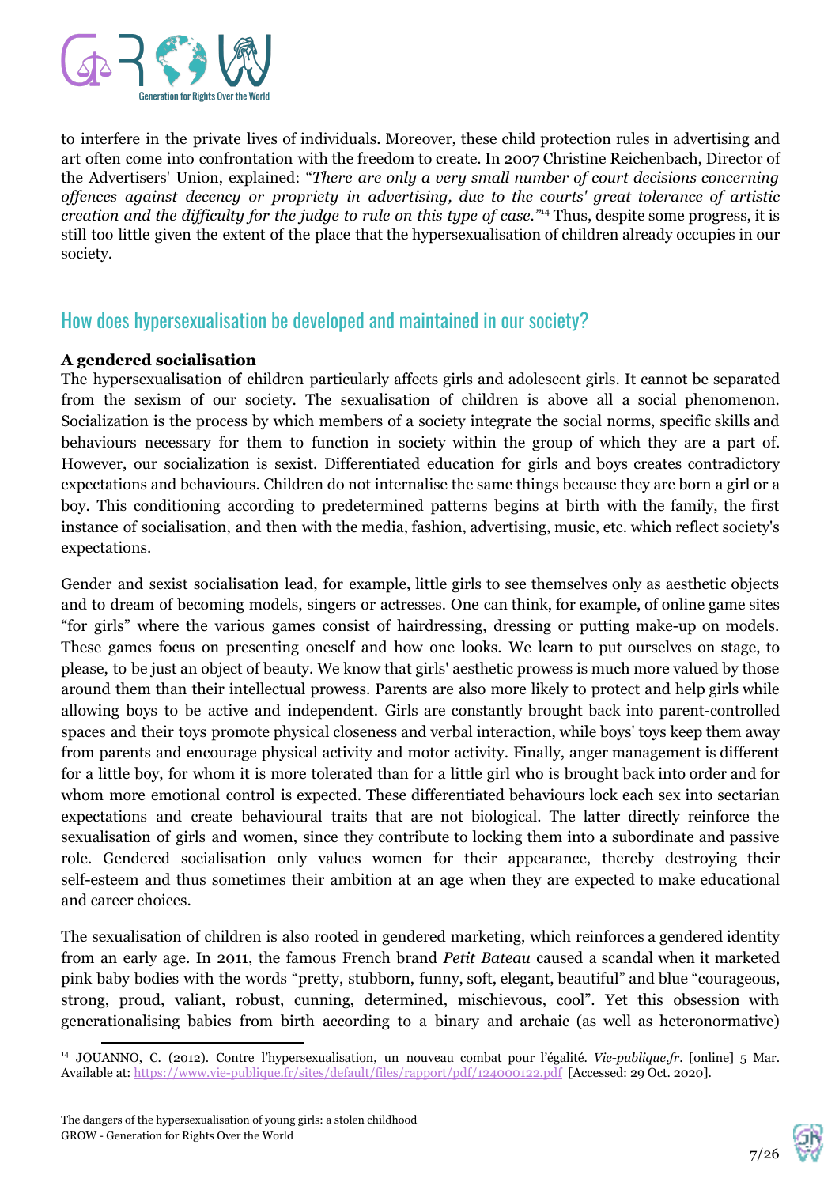to interfere in the private lives of individuals. Moreover, these child protection rules in advertising and art often come into confrontation with the freedom to create. In 2007 Christine Reichenbach, Director of the Advertisers' Union, explained: "*There are only a very small number of court decisions concerning offences against decency or propriety in advertising, due to the courts' great tolerance of artistic creation and the difficulty for the judge to rule on this type of case.*"[14] Thus, despite some progress, it is still too little given the extent of the place that the hypersexualisation of children already occupies in our society.

## How does hypersexualisation be developed and maintained in our society?

**A gendered socialisation**

The hypersexualisation of children particularly affects girls and adolescent girls. It cannot be separated from the sexism of our society. The sexualisation of children is above all a social phenomenon. Socialization is the process by which members of a society integrate the social norms, specific skills and behaviours necessary for them to function in society within the group of which they are a part of. However, our socialization is sexist. Differentiated education for girls and boys creates contradictory expectations and behaviours. Children do not internalise the same things because they are born a girl or a boy. This conditioning according to predetermined patterns begins at birth with the family, the first instance of socialisation, and then with the media, fashion, advertising, music, etc. which reflect society's expectations.

Gender and sexist socialisation lead, for example, little girls to see themselves only as aesthetic objects and to dream of becoming models, singers or actresses. One can think, for example, of online game sites "for girls" where the various games consist of hairdressing, dressing or putting make-up on models. These games focus on presenting oneself and how one looks. We learn to put ourselves on stage, to please, to be just an object of beauty. We know that girls' aesthetic prowess is much more valued by those around them than their intellectual prowess. Parents are also more likely to protect and help girls while allowing boys to be active and independent. Girls are constantly brought back into parent-controlled spaces and their toys promote physical closeness and verbal interaction, while boys' toys keep them away from parents and encourage physical activity and motor activity. Finally, anger management is different for a little boy, for whom it is more tolerated than for a little girl who is brought back into order and for whom more emotional control is expected. These differentiated behaviours lock each sex into sectarian expectations and create behavioural traits that are not biological. The latter directly reinforce the sexualisation of girls and women, since they contribute to locking them into a subordinate and passive role. Gendered socialisation only values women for their appearance, thereby destroying their self-esteem and thus sometimes their ambition at an age when they are expected to make educational and career choices.

The sexualisation of children is also rooted in gendered marketing, which reinforces a gendered identity from an early age. In 2011, the famous French brand *Petit Bateau* caused a scandal when it marketed pink baby bodies with the words "pretty, stubborn, funny, soft, elegant, beautiful" and blue "courageous, strong, proud, valiant, robust, cunning, determined, mischievous, cool". Yet this obsession with generationalising babies from birth according to a binary and archaic (as well as heteronormative)

---

[14] JOUANNO, C. (2012). Contre l'hypersexualisation, un nouveau combat pour l'égalité. *Vie-publique.fr*. [online] 5 Mar. Available at: https://www.vie-publique.fr/sites/default/files/rapport/pdf/124000122.pdf [Accessed: 29 Oct. 2020].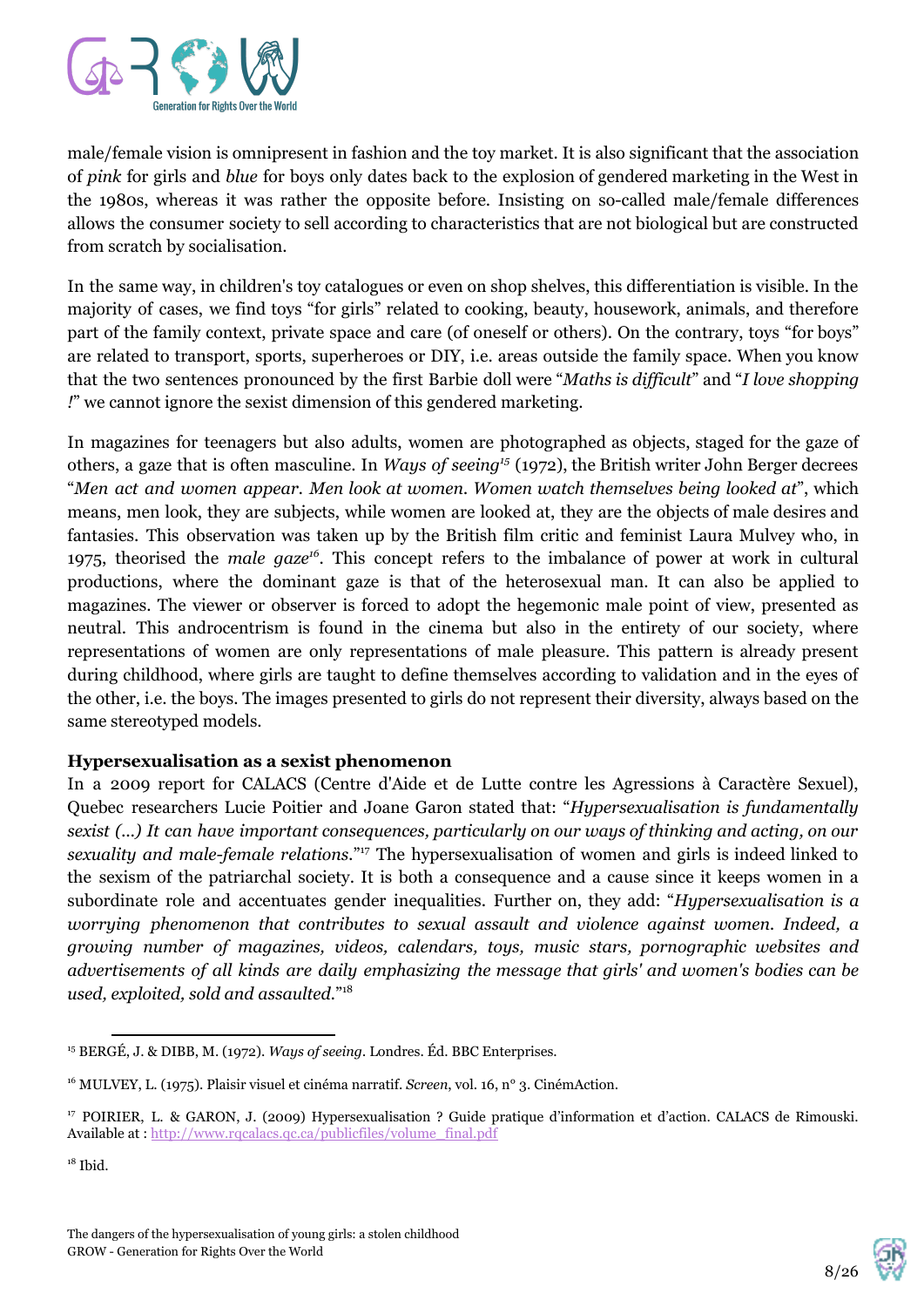male/female vision is omnipresent in fashion and the toy market. It is also significant that the association of *pink* for girls and *blue* for boys only dates back to the explosion of gendered marketing in the West in the 1980s, whereas it was rather the opposite before. Insisting on so-called male/female differences allows the consumer society to sell according to characteristics that are not biological but are constructed from scratch by socialisation.

In the same way, in children's toy catalogues or even on shop shelves, this differentiation is visible. In the majority of cases, we find toys "for girls" related to cooking, beauty, housework, animals, and therefore part of the family context, private space and care (of oneself or others). On the contrary, toys "for boys" are related to transport, sports, superheroes or DIY, i.e. areas outside the family space. When you know that the two sentences pronounced by the first Barbie doll were "*Maths is difficult*" and "*I love shopping !*" we cannot ignore the sexist dimension of this gendered marketing.

In magazines for teenagers but also adults, women are photographed as objects, staged for the gaze of others, a gaze that is often masculine. In *Ways of seeing*[15] (1972), the British writer John Berger decrees "*Men act and women appear. Men look at women. Women watch themselves being looked at*", which means, men look, they are subjects, while women are looked at, they are the objects of male desires and fantasies. This observation was taken up by the British film critic and feminist Laura Mulvey who, in 1975, theorised the *male gaze*[16]. This concept refers to the imbalance of power at work in cultural productions, where the dominant gaze is that of the heterosexual man. It can also be applied to magazines. The viewer or observer is forced to adopt the hegemonic male point of view, presented as neutral. This androcentrism is found in the cinema but also in the entirety of our society, where representations of women are only representations of male pleasure. This pattern is already present during childhood, where girls are taught to define themselves according to validation and in the eyes of the other, i.e. the boys. The images presented to girls do not represent their diversity, always based on the same stereotyped models.

**Hypersexualisation as a sexist phenomenon**

In a 2009 report for CALACS (Centre d'Aide et de Lutte contre les Agressions à Caractère Sexuel), Quebec researchers Lucie Poitier and Joane Garon stated that: "*Hypersexualisation is fundamentally sexist (...) It can have important consequences, particularly on our ways of thinking and acting, on our sexuality and male-female relations.*"[17] The hypersexualisation of women and girls is indeed linked to the sexism of the patriarchal society. It is both a consequence and a cause since it keeps women in a subordinate role and accentuates gender inequalities. Further on, they add: "*Hypersexualisation is a worrying phenomenon that contributes to sexual assault and violence against women. Indeed, a growing number of magazines, videos, calendars, toys, music stars, pornographic websites and advertisements of all kinds are daily emphasizing the message that girls' and women's bodies can be used, exploited, sold and assaulted.*"[18]

---

[15] BERGÉ, J. & DIBB, M. (1972). *Ways of seeing*. Londres. Éd. BBC Enterprises.

[16] MULVEY, L. (1975). Plaisir visuel et cinéma narratif. *Screen*, vol. 16, n° 3. CinémAction.

[17] POIRIER, L. & GARON, J. (2009) Hypersexualisation ? Guide pratique d'information et d'action. CALACS de Rimouski. Available at : http://www.rqcalacs.qc.ca/publicfiles/volume_final.pdf

[18] Ibid.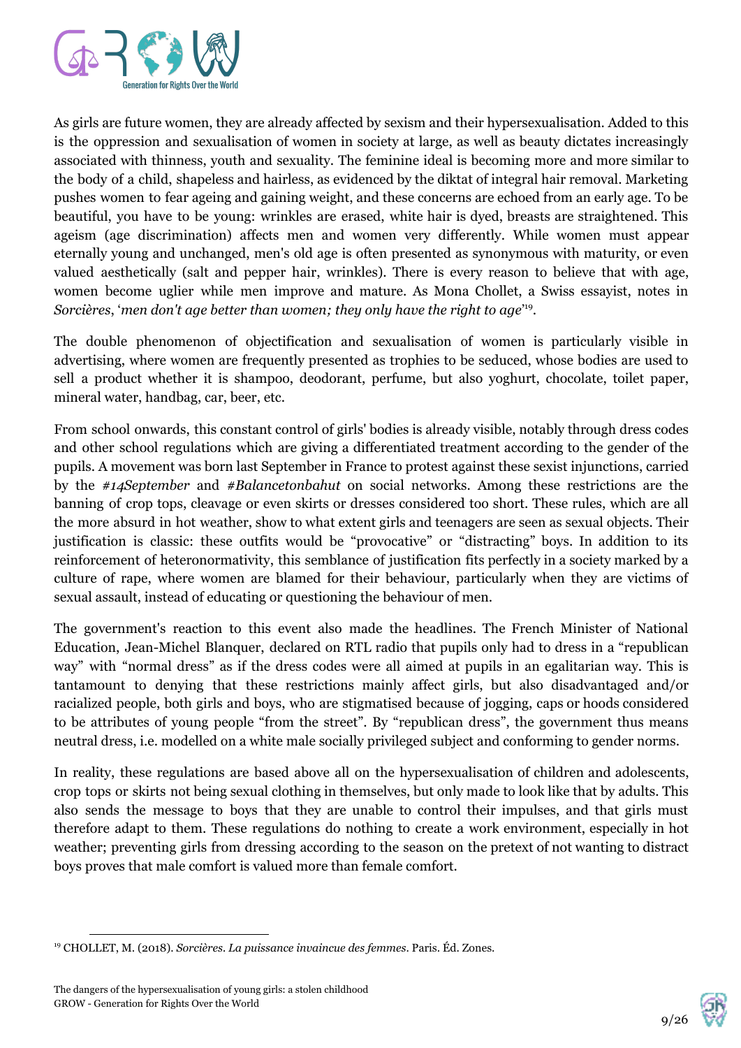As girls are future women, they are already affected by sexism and their hypersexualisation. Added to this is the oppression and sexualisation of women in society at large, as well as beauty dictates increasingly associated with thinness, youth and sexuality. The feminine ideal is becoming more and more similar to the body of a child, shapeless and hairless, as evidenced by the diktat of integral hair removal. Marketing pushes women to fear ageing and gaining weight, and these concerns are echoed from an early age. To be beautiful, you have to be young: wrinkles are erased, white hair is dyed, breasts are straightened. This ageism (age discrimination) affects men and women very differently. While women must appear eternally young and unchanged, men's old age is often presented as synonymous with maturity, or even valued aesthetically (salt and pepper hair, wrinkles). There is every reason to believe that with age, women become uglier while men improve and mature. As Mona Chollet, a Swiss essayist, notes in *Sorcières*, '*men don't age better than women; they only have the right to age*'[19].

The double phenomenon of objectification and sexualisation of women is particularly visible in advertising, where women are frequently presented as trophies to be seduced, whose bodies are used to sell a product whether it is shampoo, deodorant, perfume, but also yoghurt, chocolate, toilet paper, mineral water, handbag, car, beer, etc.

From school onwards, this constant control of girls' bodies is already visible, notably through dress codes and other school regulations which are giving a differentiated treatment according to the gender of the pupils. A movement was born last September in France to protest against these sexist injunctions, carried by the *#14September* and *#Balancetonbahut* on social networks. Among these restrictions are the banning of crop tops, cleavage or even skirts or dresses considered too short. These rules, which are all the more absurd in hot weather, show to what extent girls and teenagers are seen as sexual objects. Their justification is classic: these outfits would be "provocative" or "distracting" boys. In addition to its reinforcement of heteronormativity, this semblance of justification fits perfectly in a society marked by a culture of rape, where women are blamed for their behaviour, particularly when they are victims of sexual assault, instead of educating or questioning the behaviour of men.

The government's reaction to this event also made the headlines. The French Minister of National Education, Jean-Michel Blanquer, declared on RTL radio that pupils only had to dress in a "republican way" with "normal dress" as if the dress codes were all aimed at pupils in an egalitarian way. This is tantamount to denying that these restrictions mainly affect girls, but also disadvantaged and/or racialized people, both girls and boys, who are stigmatised because of jogging, caps or hoods considered to be attributes of young people "from the street". By "republican dress", the government thus means neutral dress, i.e. modelled on a white male socially privileged subject and conforming to gender norms.

In reality, these regulations are based above all on the hypersexualisation of children and adolescents, crop tops or skirts not being sexual clothing in themselves, but only made to look like that by adults. This also sends the message to boys that they are unable to control their impulses, and that girls must therefore adapt to them. These regulations do nothing to create a work environment, especially in hot weather; preventing girls from dressing according to the season on the pretext of not wanting to distract boys proves that male comfort is valued more than female comfort.

---

[19] CHOLLET, M. (2018). *Sorcières. La puissance invaincue des femmes*. Paris. Éd. Zones.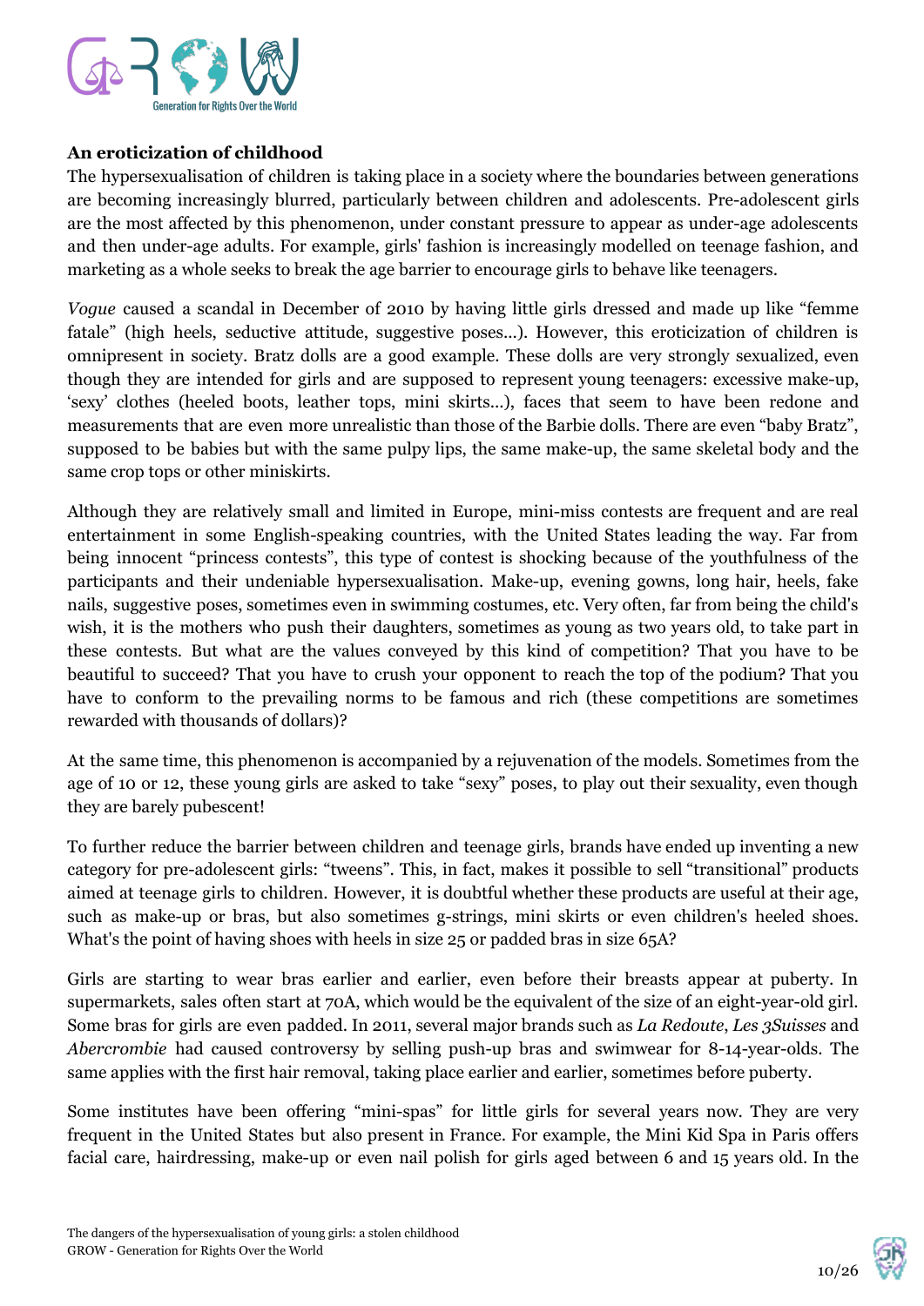**An eroticization of childhood**

The hypersexualisation of children is taking place in a society where the boundaries between generations are becoming increasingly blurred, particularly between children and adolescents. Pre-adolescent girls are the most affected by this phenomenon, under constant pressure to appear as under-age adolescents and then under-age adults. For example, girls' fashion is increasingly modelled on teenage fashion, and marketing as a whole seeks to break the age barrier to encourage girls to behave like teenagers.

*Vogue* caused a scandal in December of 2010 by having little girls dressed and made up like "femme fatale" (high heels, seductive attitude, suggestive poses...). However, this eroticization of children is omnipresent in society. Bratz dolls are a good example. These dolls are very strongly sexualized, even though they are intended for girls and are supposed to represent young teenagers: excessive make-up, 'sexy' clothes (heeled boots, leather tops, mini skirts...), faces that seem to have been redone and measurements that are even more unrealistic than those of the Barbie dolls. There are even "baby Bratz", supposed to be babies but with the same pulpy lips, the same make-up, the same skeletal body and the same crop tops or other miniskirts.

Although they are relatively small and limited in Europe, mini-miss contests are frequent and are real entertainment in some English-speaking countries, with the United States leading the way. Far from being innocent "princess contests", this type of contest is shocking because of the youthfulness of the participants and their undeniable hypersexualisation. Make-up, evening gowns, long hair, heels, fake nails, suggestive poses, sometimes even in swimming costumes, etc. Very often, far from being the child's wish, it is the mothers who push their daughters, sometimes as young as two years old, to take part in these contests. But what are the values conveyed by this kind of competition? That you have to be beautiful to succeed? That you have to crush your opponent to reach the top of the podium? That you have to conform to the prevailing norms to be famous and rich (these competitions are sometimes rewarded with thousands of dollars)?

At the same time, this phenomenon is accompanied by a rejuvenation of the models. Sometimes from the age of 10 or 12, these young girls are asked to take "sexy" poses, to play out their sexuality, even though they are barely pubescent!

To further reduce the barrier between children and teenage girls, brands have ended up inventing a new category for pre-adolescent girls: "tweens". This, in fact, makes it possible to sell "transitional" products aimed at teenage girls to children. However, it is doubtful whether these products are useful at their age, such as make-up or bras, but also sometimes g-strings, mini skirts or even children's heeled shoes. What's the point of having shoes with heels in size 25 or padded bras in size 65A?

Girls are starting to wear bras earlier and earlier, even before their breasts appear at puberty. In supermarkets, sales often start at 70A, which would be the equivalent of the size of an eight-year-old girl. Some bras for girls are even padded. In 2011, several major brands such as *La Redoute*, *Les 3Suisses* and *Abercrombie* had caused controversy by selling push-up bras and swimwear for 8-14-year-olds. The same applies with the first hair removal, taking place earlier and earlier, sometimes before puberty.

Some institutes have been offering "mini-spas" for little girls for several years now. They are very frequent in the United States but also present in France. For example, the Mini Kid Spa in Paris offers facial care, hairdressing, make-up or even nail polish for girls aged between 6 and 15 years old. In the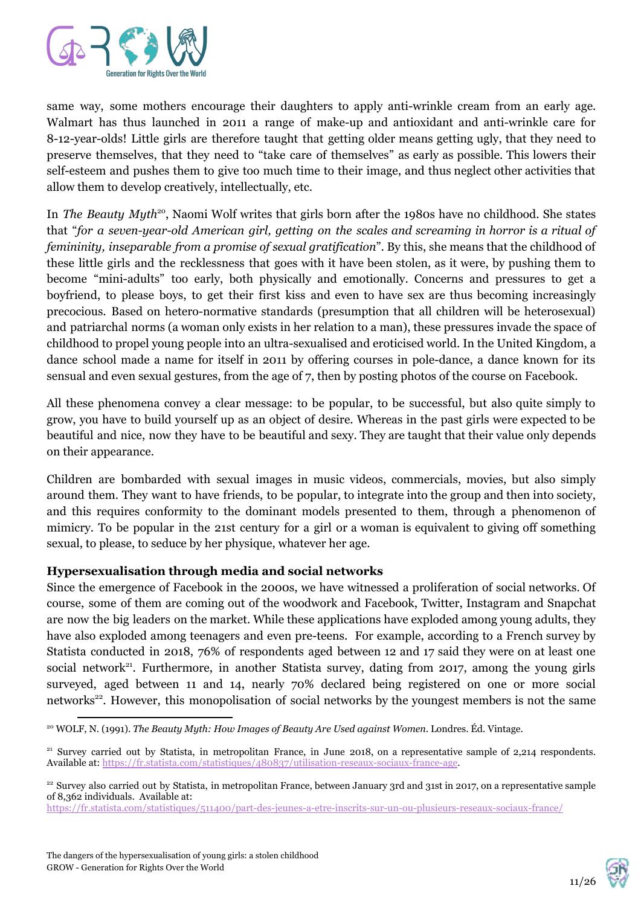same way, some mothers encourage their daughters to apply anti-wrinkle cream from an early age. Walmart has thus launched in 2011 a range of make-up and antioxidant and anti-wrinkle care for 8-12-year-olds! Little girls are therefore taught that getting older means getting ugly, that they need to preserve themselves, that they need to "take care of themselves" as early as possible. This lowers their self-esteem and pushes them to give too much time to their image, and thus neglect other activities that allow them to develop creatively, intellectually, etc.

In *The Beauty Myth*[20], Naomi Wolf writes that girls born after the 1980s have no childhood. She states that "*for a seven-year-old American girl, getting on the scales and screaming in horror is a ritual of femininity, inseparable from a promise of sexual gratification*". By this, she means that the childhood of these little girls and the recklessness that goes with it have been stolen, as it were, by pushing them to become "mini-adults" too early, both physically and emotionally. Concerns and pressures to get a boyfriend, to please boys, to get their first kiss and even to have sex are thus becoming increasingly precocious. Based on hetero-normative standards (presumption that all children will be heterosexual) and patriarchal norms (a woman only exists in her relation to a man), these pressures invade the space of childhood to propel young people into an ultra-sexualised and eroticised world. In the United Kingdom, a dance school made a name for itself in 2011 by offering courses in pole-dance, a dance known for its sensual and even sexual gestures, from the age of 7, then by posting photos of the course on Facebook.

All these phenomena convey a clear message: to be popular, to be successful, but also quite simply to grow, you have to build yourself up as an object of desire. Whereas in the past girls were expected to be beautiful and nice, now they have to be beautiful and sexy. They are taught that their value only depends on their appearance.

Children are bombarded with sexual images in music videos, commercials, movies, but also simply around them. They want to have friends, to be popular, to integrate into the group and then into society, and this requires conformity to the dominant models presented to them, through a phenomenon of mimicry. To be popular in the 21st century for a girl or a woman is equivalent to giving off something sexual, to please, to seduce by her physique, whatever her age.

**Hypersexualisation through media and social networks**

Since the emergence of Facebook in the 2000s, we have witnessed a proliferation of social networks. Of course, some of them are coming out of the woodwork and Facebook, Twitter, Instagram and Snapchat are now the big leaders on the market. While these applications have exploded among young adults, they have also exploded among teenagers and even pre-teens. For example, according to a French survey by Statista conducted in 2018, 76% of respondents aged between 12 and 17 said they were on at least one social network[21]. Furthermore, in another Statista survey, dating from 2017, among the young girls surveyed, aged between 11 and 14, nearly 70% declared being registered on one or more social networks[22]. However, this monopolisation of social networks by the youngest members is not the same

---

[20] WOLF, N. (1991). *The Beauty Myth: How Images of Beauty Are Used against Women*. Londres. Éd. Vintage.

[21] Survey carried out by Statista, in metropolitan France, in June 2018, on a representative sample of 2,214 respondents. Available at: https://fr.statista.com/statistiques/480837/utilisation-reseaux-sociaux-france-age.

[22] Survey also carried out by Statista, in metropolitan France, between January 3rd and 31st in 2017, on a representative sample of 8,362 individuals. Available at: https://fr.statista.com/statistiques/511400/part-des-jeunes-a-etre-inscrits-sur-un-ou-plusieurs-reseaux-sociaux-france/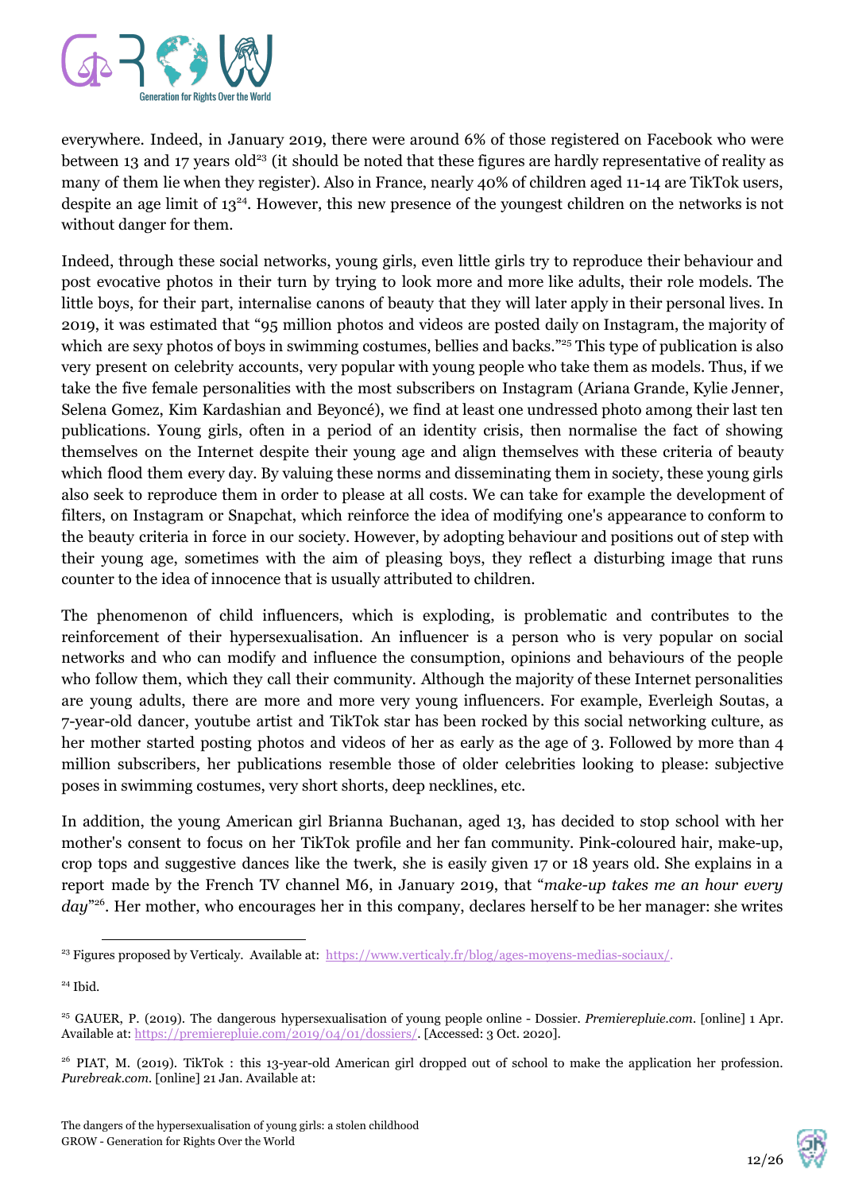everywhere. Indeed, in January 2019, there were around 6% of those registered on Facebook who were between 13 and 17 years old[23] (it should be noted that these figures are hardly representative of reality as many of them lie when they register). Also in France, nearly 40% of children aged 11-14 are TikTok users, despite an age limit of 13[24]. However, this new presence of the youngest children on the networks is not without danger for them.

Indeed, through these social networks, young girls, even little girls try to reproduce their behaviour and post evocative photos in their turn by trying to look more and more like adults, their role models. The little boys, for their part, internalise canons of beauty that they will later apply in their personal lives. In 2019, it was estimated that "95 million photos and videos are posted daily on Instagram, the majority of which are sexy photos of boys in swimming costumes, bellies and backs."[25] This type of publication is also very present on celebrity accounts, very popular with young people who take them as models. Thus, if we take the five female personalities with the most subscribers on Instagram (Ariana Grande, Kylie Jenner, Selena Gomez, Kim Kardashian and Beyoncé), we find at least one undressed photo among their last ten publications. Young girls, often in a period of an identity crisis, then normalise the fact of showing themselves on the Internet despite their young age and align themselves with these criteria of beauty which flood them every day. By valuing these norms and disseminating them in society, these young girls also seek to reproduce them in order to please at all costs. We can take for example the development of filters, on Instagram or Snapchat, which reinforce the idea of modifying one's appearance to conform to the beauty criteria in force in our society. However, by adopting behaviour and positions out of step with their young age, sometimes with the aim of pleasing boys, they reflect a disturbing image that runs counter to the idea of innocence that is usually attributed to children.

The phenomenon of child influencers, which is exploding, is problematic and contributes to the reinforcement of their hypersexualisation. An influencer is a person who is very popular on social networks and who can modify and influence the consumption, opinions and behaviours of the people who follow them, which they call their community. Although the majority of these Internet personalities are young adults, there are more and more very young influencers. For example, Everleigh Soutas, a 7-year-old dancer, youtube artist and TikTok star has been rocked by this social networking culture, as her mother started posting photos and videos of her as early as the age of 3. Followed by more than 4 million subscribers, her publications resemble those of older celebrities looking to please: subjective poses in swimming costumes, very short shorts, deep necklines, etc.

In addition, the young American girl Brianna Buchanan, aged 13, has decided to stop school with her mother's consent to focus on her TikTok profile and her fan community. Pink-coloured hair, make-up, crop tops and suggestive dances like the twerk, she is easily given 17 or 18 years old. She explains in a report made by the French TV channel M6, in January 2019, that "*make-up takes me an hour every day*"[26]. Her mother, who encourages her in this company, declares herself to be her manager: she writes

---

[23] Figures proposed by Verticaly. Available at: https://www.verticaly.fr/blog/ages-moyens-medias-sociaux/.

[24] Ibid.

[25] GAUER, P. (2019). The dangerous hypersexualisation of young people online - Dossier. *Premierepluie.com*. [online] 1 Apr. Available at: https://premierepluie.com/2019/04/01/dossiers/. [Accessed: 3 Oct. 2020].

[26] PIAT, M. (2019). TikTok : this 13-year-old American girl dropped out of school to make the application her profession. *Purebreak.com*. [online] 21 Jan. Available at: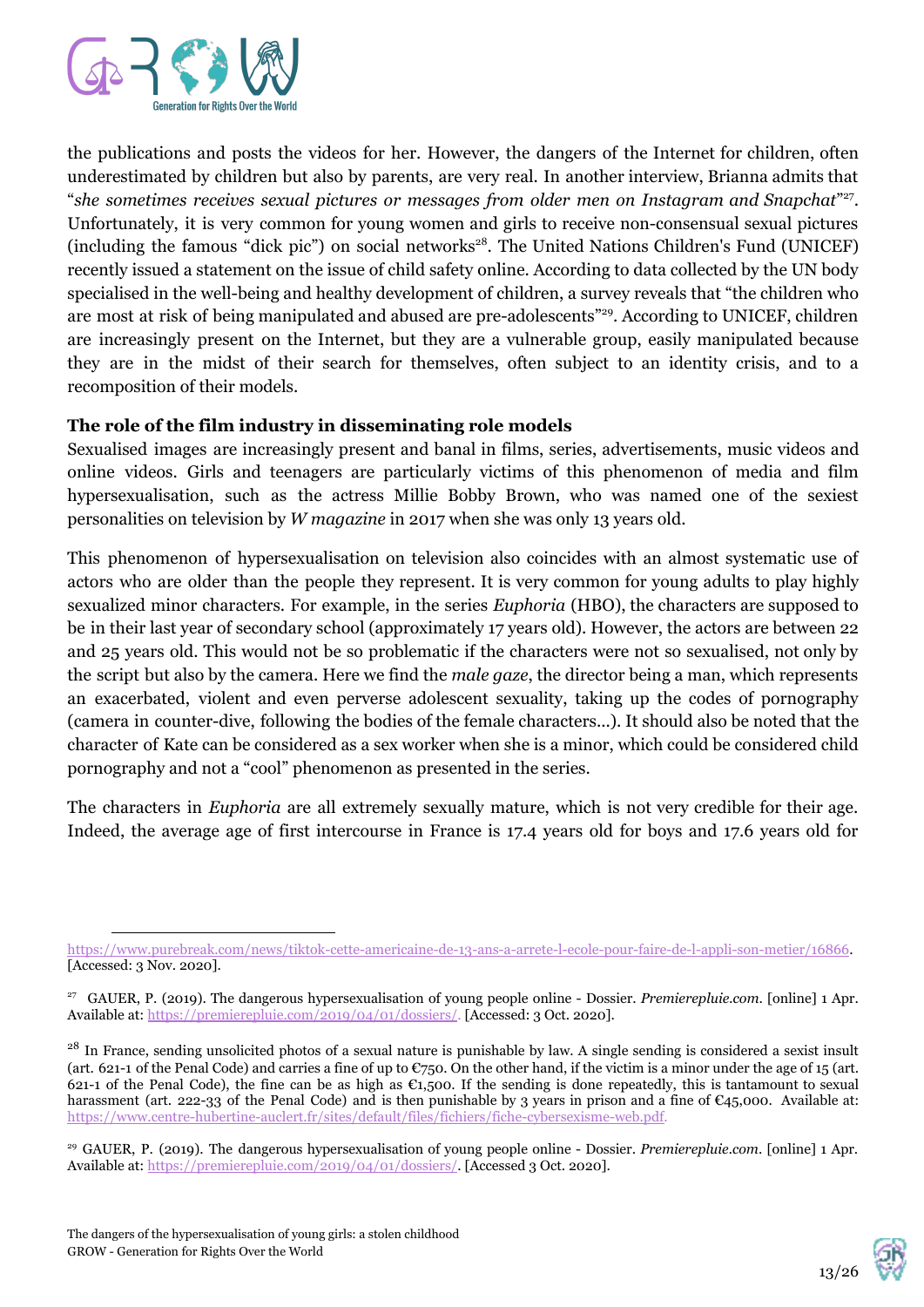the publications and posts the videos for her. However, the dangers of the Internet for children, often underestimated by children but also by parents, are very real. In another interview, Brianna admits that "*she sometimes receives sexual pictures or messages from older men on Instagram and Snapchat*"[27]. Unfortunately, it is very common for young women and girls to receive non-consensual sexual pictures (including the famous "dick pic") on social networks[28]. The United Nations Children's Fund (UNICEF) recently issued a statement on the issue of child safety online. According to data collected by the UN body specialised in the well-being and healthy development of children, a survey reveals that "the children who are most at risk of being manipulated and abused are pre-adolescents"[29]. According to UNICEF, children are increasingly present on the Internet, but they are a vulnerable group, easily manipulated because they are in the midst of their search for themselves, often subject to an identity crisis, and to a recomposition of their models.

**The role of the film industry in disseminating role models**

Sexualised images are increasingly present and banal in films, series, advertisements, music videos and online videos. Girls and teenagers are particularly victims of this phenomenon of media and film hypersexualisation, such as the actress Millie Bobby Brown, who was named one of the sexiest personalities on television by *W magazine* in 2017 when she was only 13 years old.

This phenomenon of hypersexualisation on television also coincides with an almost systematic use of actors who are older than the people they represent. It is very common for young adults to play highly sexualized minor characters. For example, in the series *Euphoria* (HBO), the characters are supposed to be in their last year of secondary school (approximately 17 years old). However, the actors are between 22 and 25 years old. This would not be so problematic if the characters were not so sexualised, not only by the script but also by the camera. Here we find the *male gaze*, the director being a man, which represents an exacerbated, violent and even perverse adolescent sexuality, taking up the codes of pornography (camera in counter-dive, following the bodies of the female characters...). It should also be noted that the character of Kate can be considered as a sex worker when she is a minor, which could be considered child pornography and not a "cool" phenomenon as presented in the series.

The characters in *Euphoria* are all extremely sexually mature, which is not very credible for their age. Indeed, the average age of first intercourse in France is 17.4 years old for boys and 17.6 years old for

---

https://www.purebreak.com/news/tiktok-cette-americaine-de-13-ans-a-arrete-l-ecole-pour-faire-de-l-appli-son-metier/16866. [Accessed: 3 Nov. 2020].

[27] GAUER, P. (2019). The dangerous hypersexualisation of young people online - Dossier. *Premierepluie.com*. [online] 1 Apr. Available at: https://premierepluie.com/2019/04/01/dossiers/. [Accessed: 3 Oct. 2020].

[28] In France, sending unsolicited photos of a sexual nature is punishable by law. A single sending is considered a sexist insult (art. 621-1 of the Penal Code) and carries a fine of up to €750. On the other hand, if the victim is a minor under the age of 15 (art. 621-1 of the Penal Code), the fine can be as high as €1,500. If the sending is done repeatedly, this is tantamount to sexual harassment (art. 222-33 of the Penal Code) and is then punishable by 3 years in prison and a fine of €45,000. Available at: https://www.centre-hubertine-auclert.fr/sites/default/files/fichiers/fiche-cybersexisme-web.pdf.

[29] GAUER, P. (2019). The dangerous hypersexualisation of young people online - Dossier. *Premierepluie.com*. [online] 1 Apr. Available at: https://premierepluie.com/2019/04/01/dossiers/. [Accessed 3 Oct. 2020].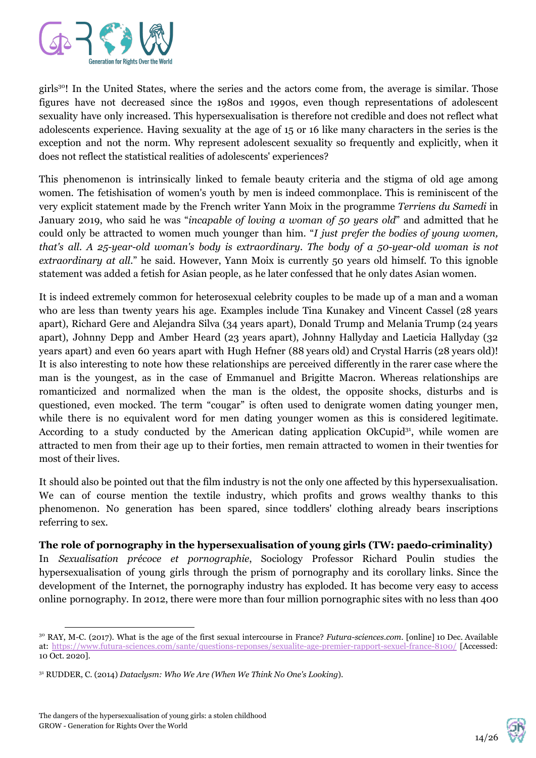girls[30]! In the United States, where the series and the actors come from, the average is similar. Those figures have not decreased since the 1980s and 1990s, even though representations of adolescent sexuality have only increased. This hypersexualisation is therefore not credible and does not reflect what adolescents experience. Having sexuality at the age of 15 or 16 like many characters in the series is the exception and not the norm. Why represent adolescent sexuality so frequently and explicitly, when it does not reflect the statistical realities of adolescents' experiences?

This phenomenon is intrinsically linked to female beauty criteria and the stigma of old age among women. The fetishisation of women's youth by men is indeed commonplace. This is reminiscent of the very explicit statement made by the French writer Yann Moix in the programme *Terriens du Samedi* in January 2019, who said he was "*incapable of loving a woman of 50 years old*" and admitted that he could only be attracted to women much younger than him. "*I just prefer the bodies of young women, that's all. A 25-year-old woman's body is extraordinary. The body of a 50-year-old woman is not extraordinary at all.*" he said. However, Yann Moix is currently 50 years old himself. To this ignoble statement was added a fetish for Asian people, as he later confessed that he only dates Asian women.

It is indeed extremely common for heterosexual celebrity couples to be made up of a man and a woman who are less than twenty years his age. Examples include Tina Kunakey and Vincent Cassel (28 years apart), Richard Gere and Alejandra Silva (34 years apart), Donald Trump and Melania Trump (24 years apart), Johnny Depp and Amber Heard (23 years apart), Johnny Hallyday and Laeticia Hallyday (32 years apart) and even 60 years apart with Hugh Hefner (88 years old) and Crystal Harris (28 years old)! It is also interesting to note how these relationships are perceived differently in the rarer case where the man is the youngest, as in the case of Emmanuel and Brigitte Macron. Whereas relationships are romanticized and normalized when the man is the oldest, the opposite shocks, disturbs and is questioned, even mocked. The term "cougar" is often used to denigrate women dating younger men, while there is no equivalent word for men dating younger women as this is considered legitimate. According to a study conducted by the American dating application OkCupid[31], while women are attracted to men from their age up to their forties, men remain attracted to women in their twenties for most of their lives.

It should also be pointed out that the film industry is not the only one affected by this hypersexualisation. We can of course mention the textile industry, which profits and grows wealthy thanks to this phenomenon. No generation has been spared, since toddlers' clothing already bears inscriptions referring to sex.

**The role of pornography in the hypersexualisation of young girls (TW: paedo-criminality)**

In *Sexualisation précoce et pornographie*, Sociology Professor Richard Poulin studies the hypersexualisation of young girls through the prism of pornography and its corollary links. Since the development of the Internet, the pornography industry has exploded. It has become very easy to access online pornography. In 2012, there were more than four million pornographic sites with no less than 400

---

[30] RAY, M-C. (2017). What is the age of the first sexual intercourse in France? *Futura-sciences.com*. [online] 10 Dec. Available at: https://www.futura-sciences.com/sante/questions-reponses/sexualite-age-premier-rapport-sexuel-france-8100/ [Accessed: 10 Oct. 2020].

[31] RUDDER, C. (2014) *Dataclysm: Who We Are (When We Think No One's Looking)*.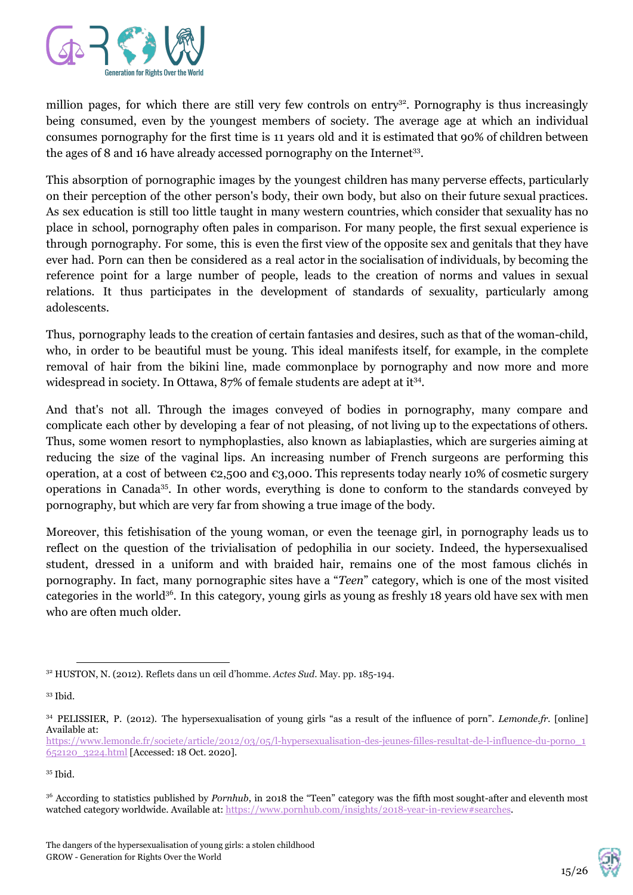million pages, for which there are still very few controls on entry[32]. Pornography is thus increasingly being consumed, even by the youngest members of society. The average age at which an individual consumes pornography for the first time is 11 years old and it is estimated that 90% of children between the ages of 8 and 16 have already accessed pornography on the Internet[33].

This absorption of pornographic images by the youngest children has many perverse effects, particularly on their perception of the other person's body, their own body, but also on their future sexual practices. As sex education is still too little taught in many western countries, which consider that sexuality has no place in school, pornography often pales in comparison. For many people, the first sexual experience is through pornography. For some, this is even the first view of the opposite sex and genitals that they have ever had. Porn can then be considered as a real actor in the socialisation of individuals, by becoming the reference point for a large number of people, leads to the creation of norms and values in sexual relations. It thus participates in the development of standards of sexuality, particularly among adolescents.

Thus, pornography leads to the creation of certain fantasies and desires, such as that of the woman-child, who, in order to be beautiful must be young. This ideal manifests itself, for example, in the complete removal of hair from the bikini line, made commonplace by pornography and now more and more widespread in society. In Ottawa, 87% of female students are adept at it[34].

And that's not all. Through the images conveyed of bodies in pornography, many compare and complicate each other by developing a fear of not pleasing, of not living up to the expectations of others. Thus, some women resort to nymphoplasties, also known as labiaplasties, which are surgeries aiming at reducing the size of the vaginal lips. An increasing number of French surgeons are performing this operation, at a cost of between €2,500 and €3,000. This represents today nearly 10% of cosmetic surgery operations in Canada[35]. In other words, everything is done to conform to the standards conveyed by pornography, but which are very far from showing a true image of the body.

Moreover, this fetishisation of the young woman, or even the teenage girl, in pornography leads us to reflect on the question of the trivialisation of pedophilia in our society. Indeed, the hypersexualised student, dressed in a uniform and with braided hair, remains one of the most famous clichés in pornography. In fact, many pornographic sites have a "*Teen*" category, which is one of the most visited categories in the world[36]. In this category, young girls as young as freshly 18 years old have sex with men who are often much older.

---

[32] HUSTON, N. (2012). Reflets dans un œil d'homme. *Actes Sud*. May. pp. 185-194.

[33] Ibid.

[34] PELISSIER, P. (2012). The hypersexualisation of young girls "as a result of the influence of porn". *Lemonde.fr*. [online] Available at: https://www.lemonde.fr/societe/article/2012/03/05/l-hypersexualisation-des-jeunes-filles-resultat-de-l-influence-du-porno_1652120_3224.html [Accessed: 18 Oct. 2020].

[35] Ibid.

[36] According to statistics published by *Pornhub*, in 2018 the "Teen" category was the fifth most sought-after and eleventh most watched category worldwide. Available at: https://www.pornhub.com/insights/2018-year-in-review#searches.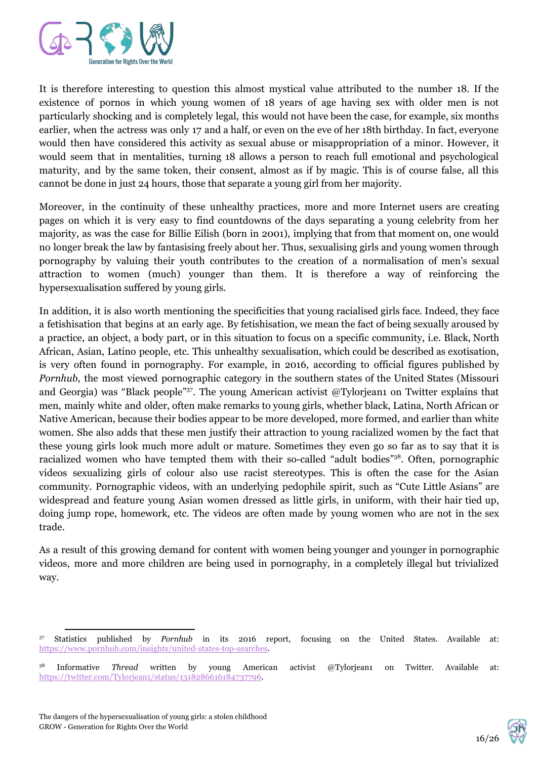It is therefore interesting to question this almost mystical value attributed to the number 18. If the existence of pornos in which young women of 18 years of age having sex with older men is not particularly shocking and is completely legal, this would not have been the case, for example, six months earlier, when the actress was only 17 and a half, or even on the eve of her 18th birthday. In fact, everyone would then have considered this activity as sexual abuse or misappropriation of a minor. However, it would seem that in mentalities, turning 18 allows a person to reach full emotional and psychological maturity, and by the same token, their consent, almost as if by magic. This is of course false, all this cannot be done in just 24 hours, those that separate a young girl from her majority.

Moreover, in the continuity of these unhealthy practices, more and more Internet users are creating pages on which it is very easy to find countdowns of the days separating a young celebrity from her majority, as was the case for Billie Eilish (born in 2001), implying that from that moment on, one would no longer break the law by fantasising freely about her. Thus, sexualising girls and young women through pornography by valuing their youth contributes to the creation of a normalisation of men's sexual attraction to women (much) younger than them. It is therefore a way of reinforcing the hypersexualisation suffered by young girls.

In addition, it is also worth mentioning the specificities that young racialised girls face. Indeed, they face a fetishisation that begins at an early age. By fetishisation, we mean the fact of being sexually aroused by a practice, an object, a body part, or in this situation to focus on a specific community, i.e. Black, North African, Asian, Latino people, etc. This unhealthy sexualisation, which could be described as exotisation, is very often found in pornography. For example, in 2016, according to official figures published by *Pornhub*, the most viewed pornographic category in the southern states of the United States (Missouri and Georgia) was "Black people"[37]. The young American activist @Tylorjean1 on Twitter explains that men, mainly white and older, often make remarks to young girls, whether black, Latina, North African or Native American, because their bodies appear to be more developed, more formed, and earlier than white women. She also adds that these men justify their attraction to young racialized women by the fact that these young girls look much more adult or mature. Sometimes they even go so far as to say that it is racialized women who have tempted them with their so-called "adult bodies"[38]. Often, pornographic videos sexualizing girls of colour also use racist stereotypes. This is often the case for the Asian community. Pornographic videos, with an underlying pedophile spirit, such as "Cute Little Asians" are widespread and feature young Asian women dressed as little girls, in uniform, with their hair tied up, doing jump rope, homework, etc. The videos are often made by young women who are not in the sex trade.

As a result of this growing demand for content with women being younger and younger in pornographic videos, more and more children are being used in pornography, in a completely illegal but trivialized way.

---

[37] Statistics published by *Pornhub* in its 2016 report, focusing on the United States. Available at: https://www.pornhub.com/insights/united-states-top-searches.

[38] Informative *Thread* written by young American activist @Tylorjean1 on Twitter. Available at: https://twitter.com/Tylorjean1/status/1318286616184737796.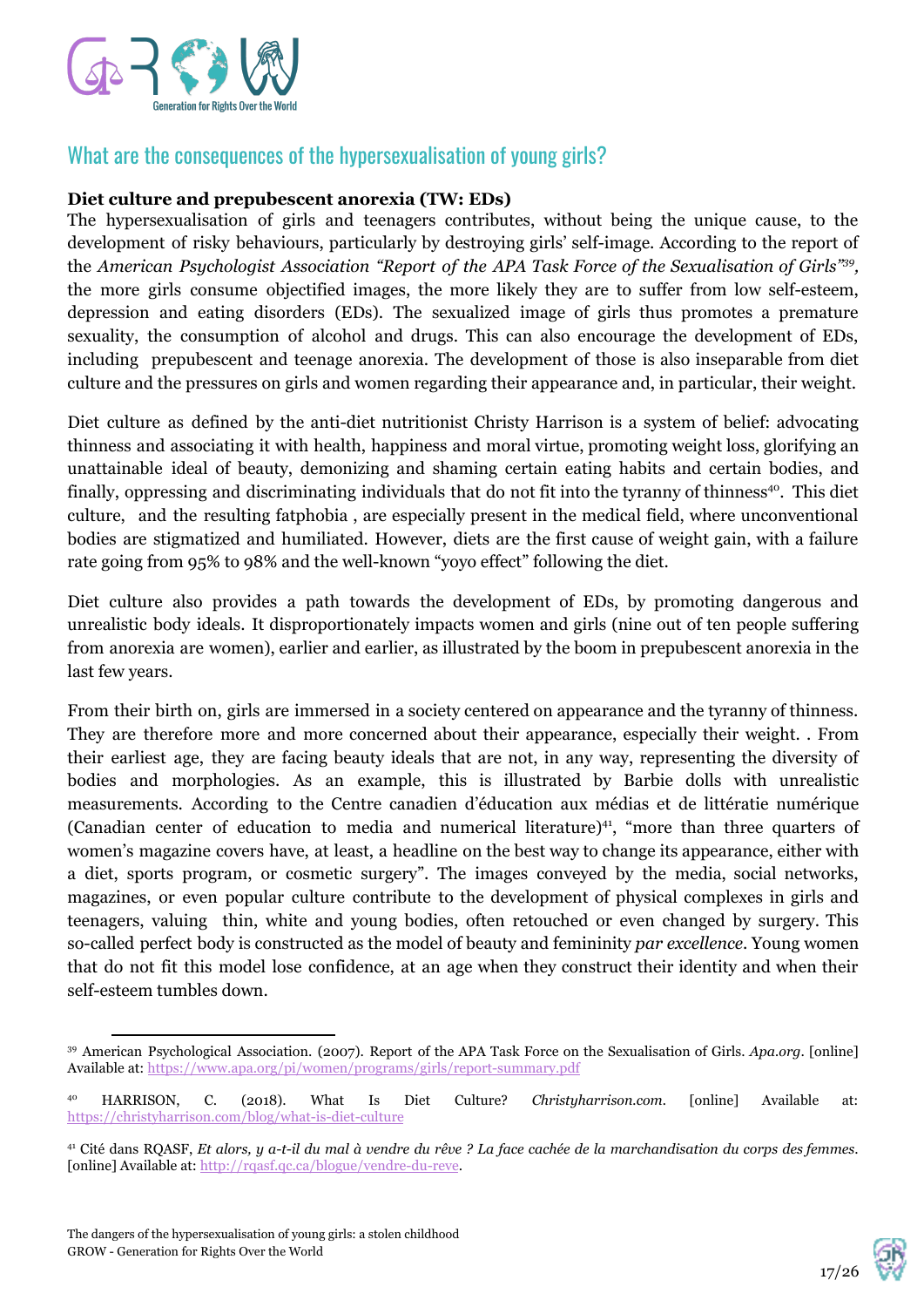## What are the consequences of the hypersexualisation of young girls?

**Diet culture and prepubescent anorexia (TW: EDs)**

The hypersexualisation of girls and teenagers contributes, without being the unique cause, to the development of risky behaviours, particularly by destroying girls' self-image. According to the report of the *American Psychologist Association "Report of the APA Task Force of the Sexualisation of Girls"*[39], the more girls consume objectified images, the more likely they are to suffer from low self-esteem, depression and eating disorders (EDs). The sexualized image of girls thus promotes a premature sexuality, the consumption of alcohol and drugs. This can also encourage the development of EDs, including prepubescent and teenage anorexia. The development of those is also inseparable from diet culture and the pressures on girls and women regarding their appearance and, in particular, their weight.

Diet culture as defined by the anti-diet nutritionist Christy Harrison is a system of belief: advocating thinness and associating it with health, happiness and moral virtue, promoting weight loss, glorifying an unattainable ideal of beauty, demonizing and shaming certain eating habits and certain bodies, and finally, oppressing and discriminating individuals that do not fit into the tyranny of thinness[40]. This diet culture, and the resulting fatphobia , are especially present in the medical field, where unconventional bodies are stigmatized and humiliated. However, diets are the first cause of weight gain, with a failure rate going from 95% to 98% and the well-known "yoyo effect" following the diet.

Diet culture also provides a path towards the development of EDs, by promoting dangerous and unrealistic body ideals. It disproportionately impacts women and girls (nine out of ten people suffering from anorexia are women), earlier and earlier, as illustrated by the boom in prepubescent anorexia in the last few years.

From their birth on, girls are immersed in a society centered on appearance and the tyranny of thinness. They are therefore more and more concerned about their appearance, especially their weight. . From their earliest age, they are facing beauty ideals that are not, in any way, representing the diversity of bodies and morphologies. As an example, this is illustrated by Barbie dolls with unrealistic measurements. According to the Centre canadien d'éducation aux médias et de littératie numérique (Canadian center of education to media and numerical literature)[41], "more than three quarters of women's magazine covers have, at least, a headline on the best way to change its appearance, either with a diet, sports program, or cosmetic surgery". The images conveyed by the media, social networks, magazines, or even popular culture contribute to the development of physical complexes in girls and teenagers, valuing thin, white and young bodies, often retouched or even changed by surgery. This so-called perfect body is constructed as the model of beauty and femininity *par excellence*. Young women that do not fit this model lose confidence, at an age when they construct their identity and when their self-esteem tumbles down.

---

[39] American Psychological Association. (2007). Report of the APA Task Force on the Sexualisation of Girls. *Apa.org*. [online] Available at: https://www.apa.org/pi/women/programs/girls/report-summary.pdf

[40] HARRISON, C. (2018). What Is Diet Culture? *Christyharrison.com*. [online] Available at: https://christyharrison.com/blog/what-is-diet-culture

[41] Cité dans RQASF, *Et alors, y a-t-il du mal à vendre du rêve ? La face cachée de la marchandisation du corps des femmes*. [online] Available at: http://rqasf.qc.ca/blogue/vendre-du-reve.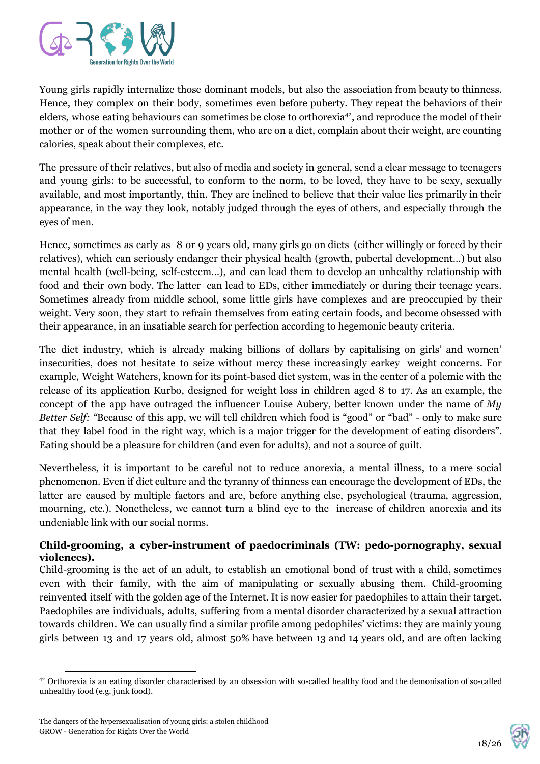Young girls rapidly internalize those dominant models, but also the association from beauty to thinness. Hence, they complex on their body, sometimes even before puberty. They repeat the behaviors of their elders, whose eating behaviours can sometimes be close to orthorexia[42], and reproduce the model of their mother or of the women surrounding them, who are on a diet, complain about their weight, are counting calories, speak about their complexes, etc.

The pressure of their relatives, but also of media and society in general, send a clear message to teenagers and young girls: to be successful, to conform to the norm, to be loved, they have to be sexy, sexually available, and most importantly, thin. They are inclined to believe that their value lies primarily in their appearance, in the way they look, notably judged through the eyes of others, and especially through the eyes of men.

Hence, sometimes as early as 8 or 9 years old, many girls go on diets (either willingly or forced by their relatives), which can seriously endanger their physical health (growth, pubertal development…) but also mental health (well-being, self-esteem…), and can lead them to develop an unhealthy relationship with food and their own body. The latter can lead to EDs, either immediately or during their teenage years. Sometimes already from middle school, some little girls have complexes and are preoccupied by their weight. Very soon, they start to refrain themselves from eating certain foods, and become obsessed with their appearance, in an insatiable search for perfection according to hegemonic beauty criteria.

The diet industry, which is already making billions of dollars by capitalising on girls' and women' insecurities, does not hesitate to seize without mercy these increasingly earkey weight concerns. For example, Weight Watchers, known for its point-based diet system, was in the center of a polemic with the release of its application Kurbo, designed for weight loss in children aged 8 to 17. As an example, the concept of the app have outraged the influencer Louise Aubery, better known under the name of *My Better Self: "*Because of this app, we will tell children which food is "good" or "bad" - only to make sure that they label food in the right way, which is a major trigger for the development of eating disorders". Eating should be a pleasure for children (and even for adults), and not a source of guilt.

Nevertheless, it is important to be careful not to reduce anorexia, a mental illness, to a mere social phenomenon. Even if diet culture and the tyranny of thinness can encourage the development of EDs, the latter are caused by multiple factors and are, before anything else, psychological (trauma, aggression, mourning, etc.). Nonetheless, we cannot turn a blind eye to the increase of children anorexia and its undeniable link with our social norms.

**Child-grooming, a cyber-instrument of paedocriminals (TW: pedo-pornography, sexual violences).**

Child-grooming is the act of an adult, to establish an emotional bond of trust with a child, sometimes even with their family, with the aim of manipulating or sexually abusing them. Child-grooming reinvented itself with the golden age of the Internet. It is now easier for paedophiles to attain their target. Paedophiles are individuals, adults, suffering from a mental disorder characterized by a sexual attraction towards children. We can usually find a similar profile among pedophiles' victims: they are mainly young girls between 13 and 17 years old, almost 50% have between 13 and 14 years old, and are often lacking

[42] Orthorexia is an eating disorder characterised by an obsession with so-called healthy food and the demonisation of so-called unhealthy food (e.g. junk food).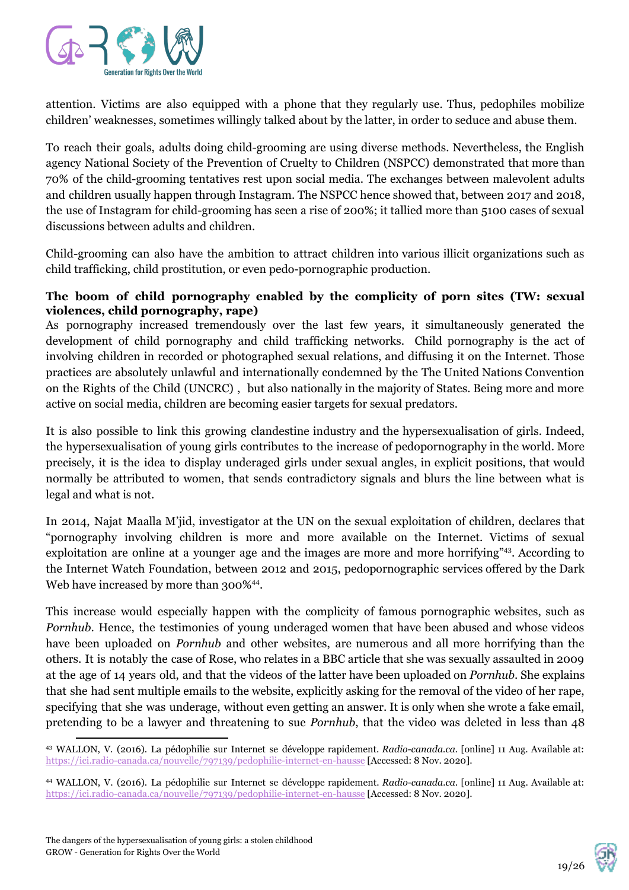attention. Victims are also equipped with a phone that they regularly use. Thus, pedophiles mobilize children' weaknesses, sometimes willingly talked about by the latter, in order to seduce and abuse them.

To reach their goals, adults doing child-grooming are using diverse methods. Nevertheless, the English agency National Society of the Prevention of Cruelty to Children (NSPCC) demonstrated that more than 70% of the child-grooming tentatives rest upon social media. The exchanges between malevolent adults and children usually happen through Instagram. The NSPCC hence showed that, between 2017 and 2018, the use of Instagram for child-grooming has seen a rise of 200%; it tallied more than 5100 cases of sexual discussions between adults and children.

Child-grooming can also have the ambition to attract children into various illicit organizations such as child trafficking, child prostitution, or even pedo-pornographic production.

**The boom of child pornography enabled by the complicity of porn sites (TW: sexual violences, child pornography, rape)**

As pornography increased tremendously over the last few years, it simultaneously generated the development of child pornography and child trafficking networks. Child pornography is the act of involving children in recorded or photographed sexual relations, and diffusing it on the Internet. Those practices are absolutely unlawful and internationally condemned by the The United Nations Convention on the Rights of the Child (UNCRC) , but also nationally in the majority of States. Being more and more active on social media, children are becoming easier targets for sexual predators.

It is also possible to link this growing clandestine industry and the hypersexualisation of girls. Indeed, the hypersexualisation of young girls contributes to the increase of pedopornography in the world. More precisely, it is the idea to display underaged girls under sexual angles, in explicit positions, that would normally be attributed to women, that sends contradictory signals and blurs the line between what is legal and what is not.

In 2014, Najat Maalla M'jid, investigator at the UN on the sexual exploitation of children, declares that "pornography involving children is more and more available on the Internet. Victims of sexual exploitation are online at a younger age and the images are more and more horrifying"[43]. According to the Internet Watch Foundation, between 2012 and 2015, pedopornographic services offered by the Dark Web have increased by more than 300%[44].

This increase would especially happen with the complicity of famous pornographic websites, such as *Pornhub*. Hence, the testimonies of young underaged women that have been abused and whose videos have been uploaded on *Pornhub* and other websites, are numerous and all more horrifying than the others. It is notably the case of Rose, who relates in a BBC article that she was sexually assaulted in 2009 at the age of 14 years old, and that the videos of the latter have been uploaded on *Pornhub*. She explains that she had sent multiple emails to the website, explicitly asking for the removal of the video of her rape, specifying that she was underage, without even getting an answer. It is only when she wrote a fake email, pretending to be a lawyer and threatening to sue *Pornhub*, that the video was deleted in less than 48

---

[43] WALLON, V. (2016). La pédophilie sur Internet se développe rapidement. *Radio-canada.ca*. [online] 11 Aug. Available at: https://ici.radio-canada.ca/nouvelle/797139/pedophilie-internet-en-hausse [Accessed: 8 Nov. 2020].

[44] WALLON, V. (2016). La pédophilie sur Internet se développe rapidement. *Radio-canada.ca*. [online] 11 Aug. Available at: https://ici.radio-canada.ca/nouvelle/797139/pedophilie-internet-en-hausse [Accessed: 8 Nov. 2020].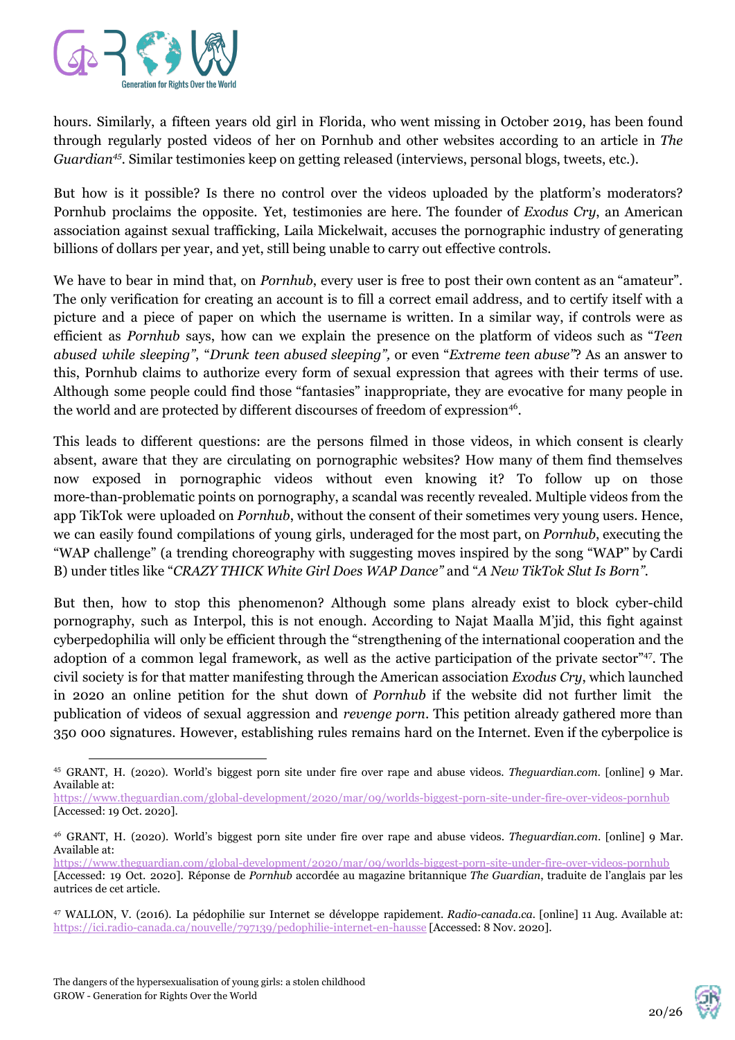hours. Similarly, a fifteen years old girl in Florida, who went missing in October 2019, has been found through regularly posted videos of her on Pornhub and other websites according to an article in *The Guardian*[45]. Similar testimonies keep on getting released (interviews, personal blogs, tweets, etc.).

But how is it possible? Is there no control over the videos uploaded by the platform's moderators? Pornhub proclaims the opposite. Yet, testimonies are here. The founder of *Exodus Cry*, an American association against sexual trafficking, Laila Mickelwait, accuses the pornographic industry of generating billions of dollars per year, and yet, still being unable to carry out effective controls.

We have to bear in mind that, on *Pornhub*, every user is free to post their own content as an "amateur". The only verification for creating an account is to fill a correct email address, and to certify itself with a picture and a piece of paper on which the username is written. In a similar way, if controls were as efficient as *Pornhub* says, how can we explain the presence on the platform of videos such as "*Teen abused while sleeping*", "*Drunk teen abused sleeping",* or even "*Extreme teen abuse"*? As an answer to this, Pornhub claims to authorize every form of sexual expression that agrees with their terms of use. Although some people could find those "fantasies" inappropriate, they are evocative for many people in the world and are protected by different discourses of freedom of expression[46].

This leads to different questions: are the persons filmed in those videos, in which consent is clearly absent, aware that they are circulating on pornographic websites? How many of them find themselves now exposed in pornographic videos without even knowing it? To follow up on those more-than-problematic points on pornography, a scandal was recently revealed. Multiple videos from the app TikTok were uploaded on *Pornhub*, without the consent of their sometimes very young users. Hence, we can easily found compilations of young girls, underaged for the most part, on *Pornhub*, executing the "WAP challenge" (a trending choreography with suggesting moves inspired by the song "WAP" by Cardi B) under titles like "*CRAZY THICK White Girl Does WAP Dance"* and "*A New TikTok Slut Is Born".*

But then, how to stop this phenomenon? Although some plans already exist to block cyber-child pornography, such as Interpol, this is not enough. According to Najat Maalla M'jid, this fight against cyberpedophilia will only be efficient through the "strengthening of the international cooperation and the adoption of a common legal framework, as well as the active participation of the private sector"[47]. The civil society is for that matter manifesting through the American association *Exodus Cry*, which launched in 2020 an online petition for the shut down of *Pornhub* if the website did not further limit the publication of videos of sexual aggression and *revenge porn*. This petition already gathered more than 350 000 signatures. However, establishing rules remains hard on the Internet. Even if the cyberpolice is

---

[45] GRANT, H. (2020). World's biggest porn site under fire over rape and abuse videos. *Theguardian.com*. [online] 9 Mar. Available at: https://www.theguardian.com/global-development/2020/mar/09/worlds-biggest-porn-site-under-fire-over-videos-pornhub [Accessed: 19 Oct. 2020].

[46] GRANT, H. (2020). World's biggest porn site under fire over rape and abuse videos. *Theguardian.com*. [online] 9 Mar. Available at: https://www.theguardian.com/global-development/2020/mar/09/worlds-biggest-porn-site-under-fire-over-videos-pornhub [Accessed: 19 Oct. 2020]. Réponse de *Pornhub* accordée au magazine britannique *The Guardian*, traduite de l'anglais par les autrices de cet article.

[47] WALLON, V. (2016). La pédophilie sur Internet se développe rapidement. *Radio-canada.ca*. [online] 11 Aug. Available at: https://ici.radio-canada.ca/nouvelle/797139/pedophilie-internet-en-hausse [Accessed: 8 Nov. 2020].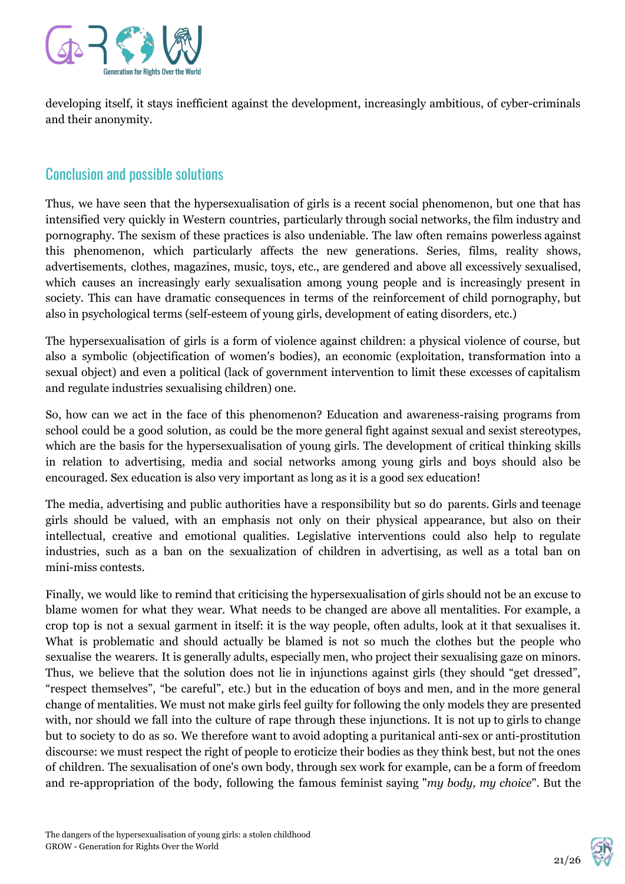developing itself, it stays inefficient against the development, increasingly ambitious, of cyber-criminals and their anonymity.

## Conclusion and possible solutions

Thus, we have seen that the hypersexualisation of girls is a recent social phenomenon, but one that has intensified very quickly in Western countries, particularly through social networks, the film industry and pornography. The sexism of these practices is also undeniable. The law often remains powerless against this phenomenon, which particularly affects the new generations. Series, films, reality shows, advertisements, clothes, magazines, music, toys, etc., are gendered and above all excessively sexualised, which causes an increasingly early sexualisation among young people and is increasingly present in society. This can have dramatic consequences in terms of the reinforcement of child pornography, but also in psychological terms (self-esteem of young girls, development of eating disorders, etc.)

The hypersexualisation of girls is a form of violence against children: a physical violence of course, but also a symbolic (objectification of women's bodies), an economic (exploitation, transformation into a sexual object) and even a political (lack of government intervention to limit these excesses of capitalism and regulate industries sexualising children) one.

So, how can we act in the face of this phenomenon? Education and awareness-raising programs from school could be a good solution, as could be the more general fight against sexual and sexist stereotypes, which are the basis for the hypersexualisation of young girls. The development of critical thinking skills in relation to advertising, media and social networks among young girls and boys should also be encouraged. Sex education is also very important as long as it is a good sex education!

The media, advertising and public authorities have a responsibility but so do parents. Girls and teenage girls should be valued, with an emphasis not only on their physical appearance, but also on their intellectual, creative and emotional qualities. Legislative interventions could also help to regulate industries, such as a ban on the sexualization of children in advertising, as well as a total ban on mini-miss contests.

Finally, we would like to remind that criticising the hypersexualisation of girls should not be an excuse to blame women for what they wear. What needs to be changed are above all mentalities. For example, a crop top is not a sexual garment in itself: it is the way people, often adults, look at it that sexualises it. What is problematic and should actually be blamed is not so much the clothes but the people who sexualise the wearers. It is generally adults, especially men, who project their sexualising gaze on minors. Thus, we believe that the solution does not lie in injunctions against girls (they should "get dressed", "respect themselves", "be careful", etc.) but in the education of boys and men, and in the more general change of mentalities. We must not make girls feel guilty for following the only models they are presented with, nor should we fall into the culture of rape through these injunctions. It is not up to girls to change but to society to do as so. We therefore want to avoid adopting a puritanical anti-sex or anti-prostitution discourse: we must respect the right of people to eroticize their bodies as they think best, but not the ones of children. The sexualisation of one's own body, through sex work for example, can be a form of freedom and re-appropriation of the body, following the famous feminist saying "*my body, my choice*". But the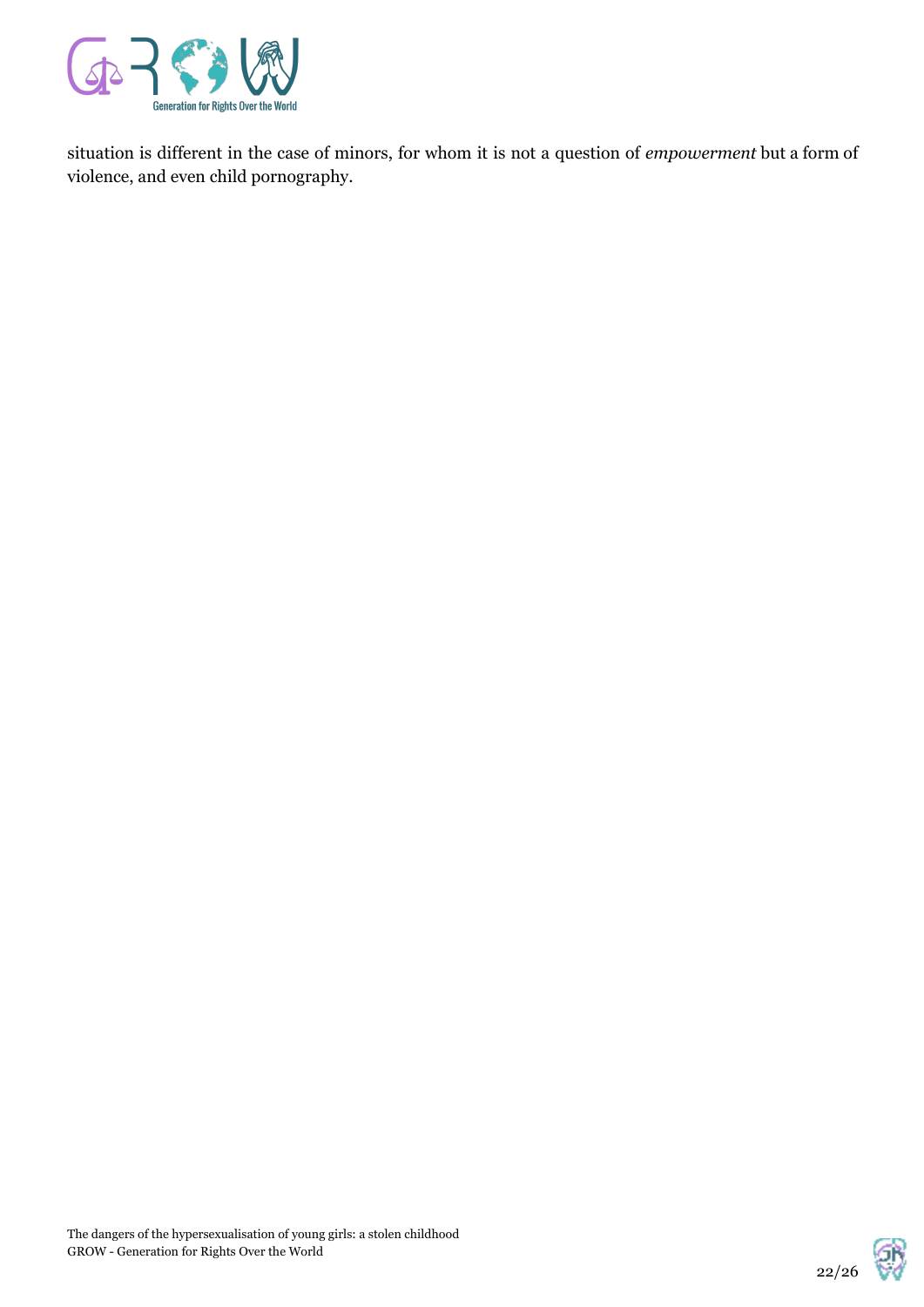situation is different in the case of minors, for whom it is not a question of *empowerment* but a form of violence, and even child pornography.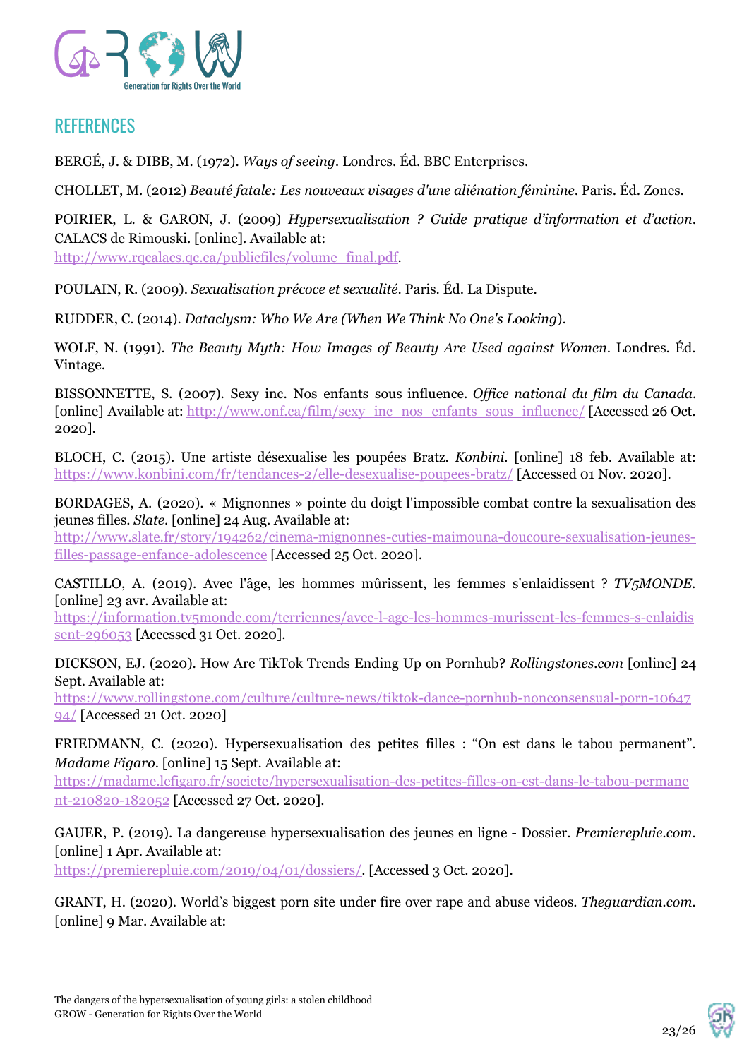## REFERENCES

BERGÉ, J. & DIBB, M. (1972). *Ways of seeing*. Londres. Éd. BBC Enterprises.

CHOLLET, M. (2012) *Beauté fatale: Les nouveaux visages d'une aliénation féminine*. Paris. Éd. Zones.

POIRIER, L. & GARON, J. (2009) *Hypersexualisation ? Guide pratique d'information et d'action*. CALACS de Rimouski. [online]. Available at: http://www.rqcalacs.qc.ca/publicfiles/volume_final.pdf.

POULAIN, R. (2009). *Sexualisation précoce et sexualité*. Paris. Éd. La Dispute.

RUDDER, C. (2014). *Dataclysm: Who We Are (When We Think No One's Looking)*.

WOLF, N. (1991). *The Beauty Myth: How Images of Beauty Are Used against Women*. Londres. Éd. Vintage.

BISSONNETTE, S. (2007). Sexy inc. Nos enfants sous influence. *Office national du film du Canada*. [online] Available at: http://www.onf.ca/film/sexy_inc_nos_enfants_sous_influence/ [Accessed 26 Oct. 2020].

BLOCH, C. (2015). Une artiste désexualise les poupées Bratz. *Konbini*. [online] 18 feb. Available at: https://www.konbini.com/fr/tendances-2/elle-desexualise-poupees-bratz/ [Accessed 01 Nov. 2020].

BORDAGES, A. (2020). « Mignonnes » pointe du doigt l'impossible combat contre la sexualisation des jeunes filles. *Slate*. [online] 24 Aug. Available at: http://www.slate.fr/story/194262/cinema-mignonnes-cuties-maimouna-doucoure-sexualisation-jeunes-filles-passage-enfance-adolescence [Accessed 25 Oct. 2020].

CASTILLO, A. (2019). Avec l'âge, les hommes mûrissent, les femmes s'enlaidissent ? *TV5MONDE*. [online] 23 avr. Available at: https://information.tv5monde.com/terriennes/avec-l-age-les-hommes-murissent-les-femmes-s-enlaidissent-296053 [Accessed 31 Oct. 2020].

DICKSON, EJ. (2020). How Are TikTok Trends Ending Up on Pornhub? *Rollingstones.com* [online] 24 Sept. Available at: https://www.rollingstone.com/culture/culture-news/tiktok-dance-pornhub-nonconsensual-porn-1064794/ [Accessed 21 Oct. 2020]

FRIEDMANN, C. (2020). Hypersexualisation des petites filles : "On est dans le tabou permanent". *Madame Figaro*. [online] 15 Sept. Available at: https://madame.lefigaro.fr/societe/hypersexualisation-des-petites-filles-on-est-dans-le-tabou-permanent-210820-182052 [Accessed 27 Oct. 2020].

GAUER, P. (2019). La dangereuse hypersexualisation des jeunes en ligne - Dossier. *Premierepluie.com*. [online] 1 Apr. Available at: https://premierepluie.com/2019/04/01/dossiers/. [Accessed 3 Oct. 2020].

GRANT, H. (2020). World's biggest porn site under fire over rape and abuse videos. *Theguardian.com*. [online] 9 Mar. Available at: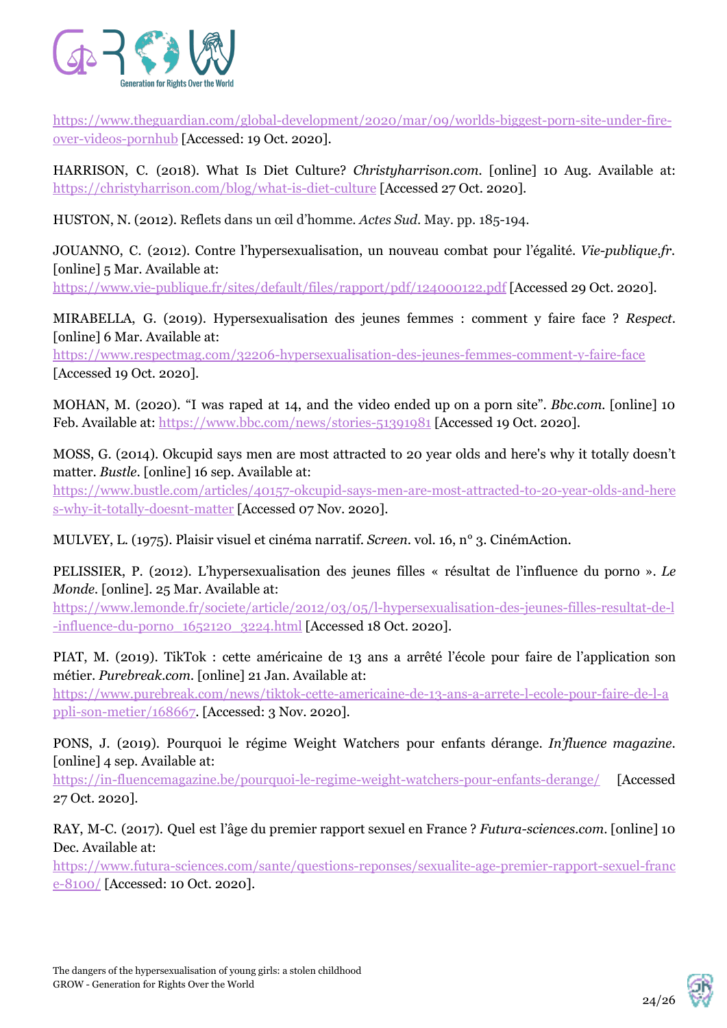https://www.theguardian.com/global-development/2020/mar/09/worlds-biggest-porn-site-under-fire-over-videos-pornhub [Accessed: 19 Oct. 2020].

HARRISON, C. (2018). What Is Diet Culture? *Christyharrison.com*. [online] 10 Aug. Available at: https://christyharrison.com/blog/what-is-diet-culture [Accessed 27 Oct. 2020].

HUSTON, N. (2012). Reflets dans un œil d'homme. *Actes Sud*. May. pp. 185-194.

JOUANNO, C. (2012). Contre l'hypersexualisation, un nouveau combat pour l'égalité. *Vie-publique.fr*. [online] 5 Mar. Available at: https://www.vie-publique.fr/sites/default/files/rapport/pdf/124000122.pdf [Accessed 29 Oct. 2020].

MIRABELLA, G. (2019). Hypersexualisation des jeunes femmes : comment y faire face ? *Respect*. [online] 6 Mar. Available at: https://www.respectmag.com/32206-hypersexualisation-des-jeunes-femmes-comment-y-faire-face [Accessed 19 Oct. 2020].

MOHAN, M. (2020). "I was raped at 14, and the video ended up on a porn site". *Bbc.com*. [online] 10 Feb. Available at: https://www.bbc.com/news/stories-51391981 [Accessed 19 Oct. 2020].

MOSS, G. (2014). Okcupid says men are most attracted to 20 year olds and here's why it totally doesn't matter. *Bustle*. [online] 16 sep. Available at: https://www.bustle.com/articles/40157-okcupid-says-men-are-most-attracted-to-20-year-olds-and-heres-why-it-totally-doesnt-matter [Accessed 07 Nov. 2020].

MULVEY, L. (1975). Plaisir visuel et cinéma narratif. *Screen*. vol. 16, n° 3. CinémAction.

PELISSIER, P. (2012). L'hypersexualisation des jeunes filles « résultat de l'influence du porno ». *Le Monde*. [online]. 25 Mar. Available at: https://www.lemonde.fr/societe/article/2012/03/05/l-hypersexualisation-des-jeunes-filles-resultat-de-l-influence-du-porno_1652120_3224.html [Accessed 18 Oct. 2020].

PIAT, M. (2019). TikTok : cette américaine de 13 ans a arrêté l'école pour faire de l'application son métier. *Purebreak.com*. [online] 21 Jan. Available at: https://www.purebreak.com/news/tiktok-cette-americaine-de-13-ans-a-arrete-l-ecole-pour-faire-de-l-appli-son-metier/168667. [Accessed: 3 Nov. 2020].

PONS, J. (2019). Pourquoi le régime Weight Watchers pour enfants dérange. *In'fluence magazine*. [online] 4 sep. Available at: https://in-fluencemagazine.be/pourquoi-le-regime-weight-watchers-pour-enfants-derange/ [Accessed 27 Oct. 2020].

RAY, M-C. (2017). Quel est l'âge du premier rapport sexuel en France ? *Futura-sciences.com*. [online] 10 Dec. Available at: https://www.futura-sciences.com/sante/questions-reponses/sexualite-age-premier-rapport-sexuel-france-8100/ [Accessed: 10 Oct. 2020].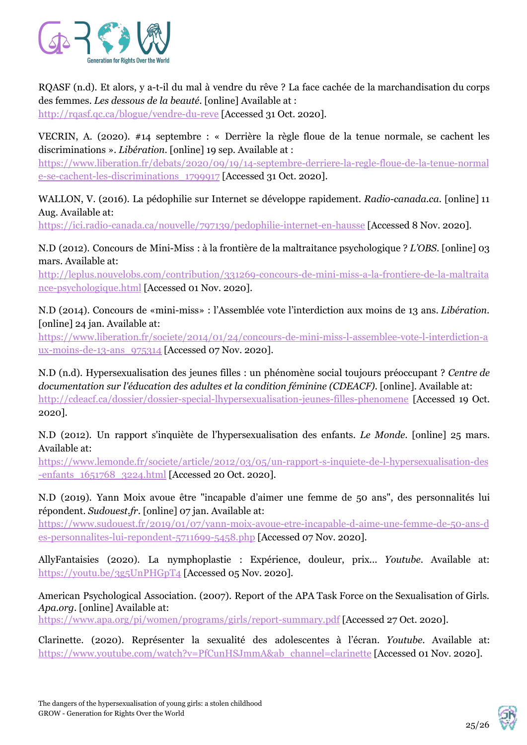RQASF (n.d). Et alors, y a-t-il du mal à vendre du rêve ? La face cachée de la marchandisation du corps des femmes. *Les dessous de la beauté*. [online] Available at : http://rqasf.qc.ca/blogue/vendre-du-reve [Accessed 31 Oct. 2020].

VECRIN, A. (2020). #14 septembre : « Derrière la règle floue de la tenue normale, se cachent les discriminations ». *Libération*. [online] 19 sep. Available at : https://www.liberation.fr/debats/2020/09/19/14-septembre-derriere-la-regle-floue-de-la-tenue-normale-se-cachent-les-discriminations_1799917 [Accessed 31 Oct. 2020].

WALLON, V. (2016). La pédophilie sur Internet se développe rapidement. *Radio-canada.ca*. [online] 11 Aug. Available at: https://ici.radio-canada.ca/nouvelle/797139/pedophilie-internet-en-hausse [Accessed 8 Nov. 2020].

N.D (2012). Concours de Mini-Miss : à la frontière de la maltraitance psychologique ? *L'OBS*. [online] 03 mars. Available at: http://leplus.nouvelobs.com/contribution/331269-concours-de-mini-miss-a-la-frontiere-de-la-maltraitance-psychologique.html [Accessed 01 Nov. 2020].

N.D (2014). Concours de «mini-miss» : l'Assemblée vote l'interdiction aux moins de 13 ans. *Libération*. [online] 24 jan. Available at: https://www.liberation.fr/societe/2014/01/24/concours-de-mini-miss-l-assemblee-vote-l-interdiction-aux-moins-de-13-ans_975314 [Accessed 07 Nov. 2020].

N.D (n.d). Hypersexualisation des jeunes filles : un phénomène social toujours préoccupant ? *Centre de documentation sur l'éducation des adultes et la condition féminine (CDEACF)*. [online]. Available at: http://cdeacf.ca/dossier/dossier-special-lhypersexualisation-jeunes-filles-phenomene [Accessed 19 Oct. 2020].

N.D (2012). Un rapport s'inquiète de l'hypersexualisation des enfants. *Le Monde*. [online] 25 mars. Available at: https://www.lemonde.fr/societe/article/2012/03/05/un-rapport-s-inquiete-de-l-hypersexualisation-des-enfants_1651768_3224.html [Accessed 20 Oct. 2020].

N.D (2019). Yann Moix avoue être "incapable d'aimer une femme de 50 ans", des personnalités lui répondent. *Sudouest.fr*. [online] 07 jan. Available at: https://www.sudouest.fr/2019/01/07/yann-moix-avoue-etre-incapable-d-aime-une-femme-de-50-ans-des-personnalites-lui-repondent-5711699-5458.php [Accessed 07 Nov. 2020].

AllyFantaisies (2020). La nymphoplastie : Expérience, douleur, prix... *Youtube*. Available at: https://youtu.be/3g5UnPHGpT4 [Accessed 05 Nov. 2020].

American Psychological Association. (2007). Report of the APA Task Force on the Sexualisation of Girls. *Apa.org*. [online] Available at: https://www.apa.org/pi/women/programs/girls/report-summary.pdf [Accessed 27 Oct. 2020].

Clarinette. (2020). Représenter la sexualité des adolescentes à l'écran. *Youtube*. Available at: https://www.youtube.com/watch?v=PfCunHSJmmA&ab_channel=clarinette [Accessed 01 Nov. 2020].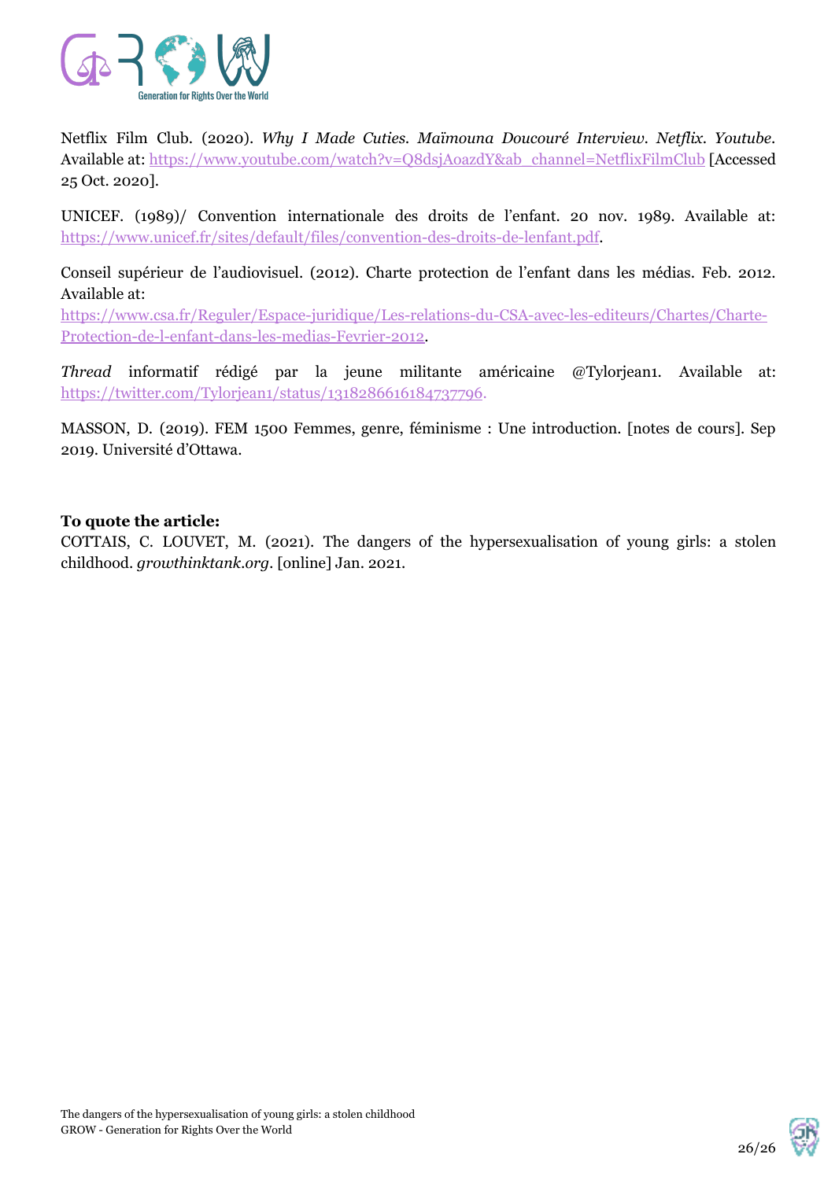Netflix Film Club. (2020). *Why I Made Cuties. Maïmouna Doucouré Interview. Netflix. Youtube.* Available at: https://www.youtube.com/watch?v=Q8dsjAoazdY&ab_channel=NetflixFilmClub [Accessed 25 Oct. 2020].

UNICEF. (1989)/ Convention internationale des droits de l'enfant. 20 nov. 1989. Available at: https://www.unicef.fr/sites/default/files/convention-des-droits-de-lenfant.pdf.

Conseil supérieur de l'audiovisuel. (2012). Charte protection de l'enfant dans les médias. Feb. 2012. Available at: https://www.csa.fr/Reguler/Espace-juridique/Les-relations-du-CSA-avec-les-editeurs/Chartes/Charte-Protection-de-l-enfant-dans-les-medias-Fevrier-2012.

*Thread* informatif rédigé par la jeune militante américaine @Tylorjean1. Available at: https://twitter.com/Tylorjean1/status/1318286616184737796.

MASSON, D. (2019). FEM 1500 Femmes, genre, féminisme : Une introduction. [notes de cours]. Sep 2019. Université d'Ottawa.

**To quote the article:**
COTTAIS, C. LOUVET, M. (2021). The dangers of the hypersexualisation of young girls: a stolen childhood. *growthinktank.org*. [online] Jan. 2021.